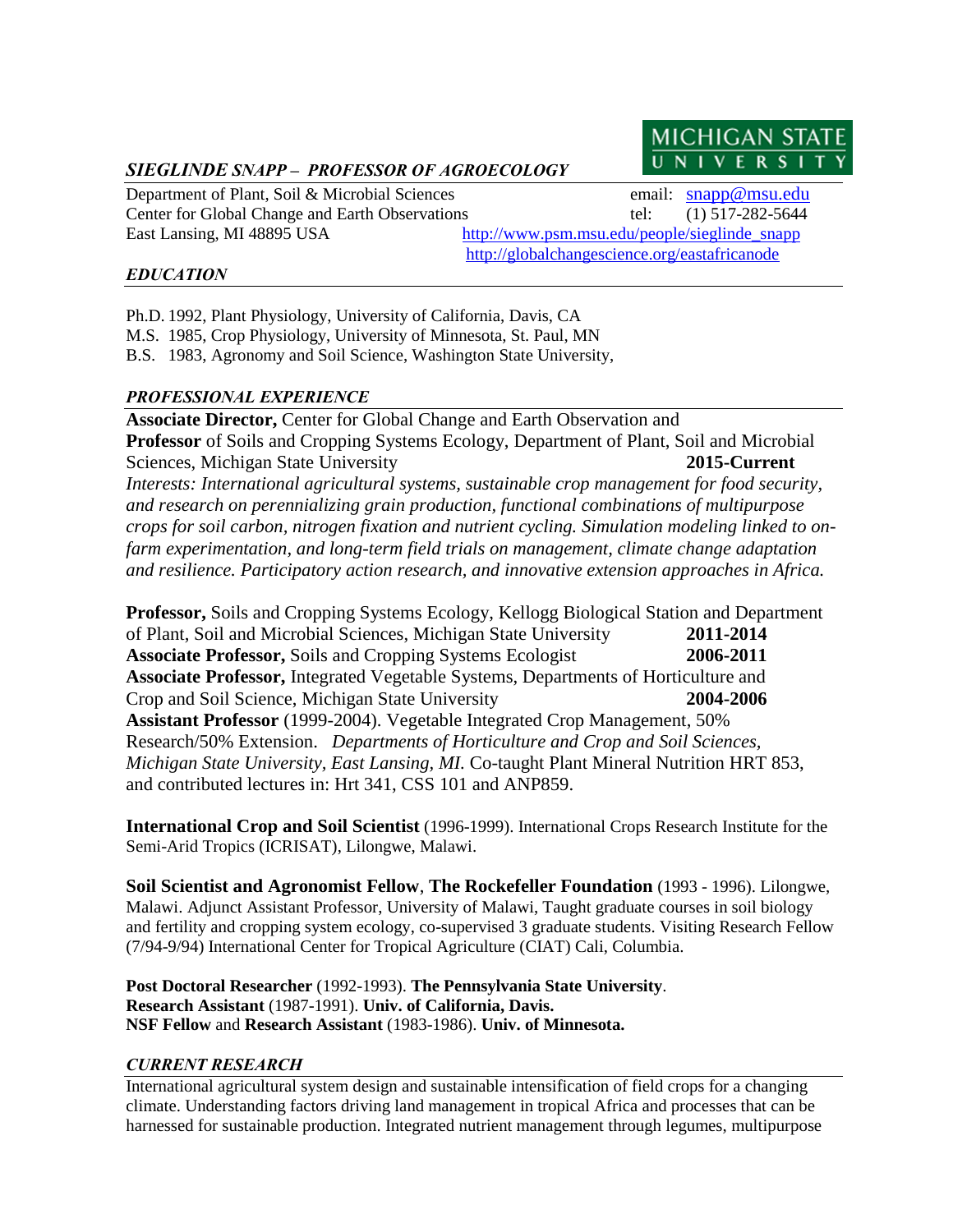MICHIGAN STATE UNIVERSITY

# *SIEGLINDE SNAPP – PROFESSOR OF AGROECOLOGY*

Department of Plant, Soil & Microbial Sciences
Center for Global Change and Earth Observations
East Lansing, MI 48895 USA

email: snapp@msu.edu
tel: (1) 517-282-5644
http://www.psm.msu.edu/people/sieglinde_snapp
http://globalchangescience.org/eastafricanode

## *EDUCATION*

Ph.D. 1992, Plant Physiology, University of California, Davis, CA
M.S. 1985, Crop Physiology, University of Minnesota, St. Paul, MN
B.S. 1983, Agronomy and Soil Science, Washington State University,

## *PROFESSIONAL EXPERIENCE*

**Associate Director,** Center for Global Change and Earth Observation and **Professor** of Soils and Cropping Systems Ecology, Department of Plant, Soil and Microbial Sciences, Michigan State University **2015-Current**
*Interests: International agricultural systems, sustainable crop management for food security, and research on perennializing grain production, functional combinations of multipurpose crops for soil carbon, nitrogen fixation and nutrient cycling. Simulation modeling linked to on-farm experimentation, and long-term field trials on management, climate change adaptation and resilience. Participatory action research, and innovative extension approaches in Africa.*

**Professor,** Soils and Cropping Systems Ecology, Kellogg Biological Station and Department of Plant, Soil and Microbial Sciences, Michigan State University **2011-2014**
**Associate Professor,** Soils and Cropping Systems Ecologist **2006-2011**
**Associate Professor,** Integrated Vegetable Systems, Departments of Horticulture and Crop and Soil Science, Michigan State University **2004-2006**
**Assistant Professor** (1999-2004). Vegetable Integrated Crop Management, 50% Research/50% Extension. *Departments of Horticulture and Crop and Soil Sciences, Michigan State University, East Lansing, MI.* Co-taught Plant Mineral Nutrition HRT 853, and contributed lectures in: Hrt 341, CSS 101 and ANP859.

**International Crop and Soil Scientist** (1996-1999). International Crops Research Institute for the Semi-Arid Tropics (ICRISAT), Lilongwe, Malawi.

**Soil Scientist and Agronomist Fellow**, **The Rockefeller Foundation** (1993 - 1996). Lilongwe, Malawi. Adjunct Assistant Professor, University of Malawi, Taught graduate courses in soil biology and fertility and cropping system ecology, co-supervised 3 graduate students. Visiting Research Fellow (7/94-9/94) International Center for Tropical Agriculture (CIAT) Cali, Columbia.

**Post Doctoral Researcher** (1992-1993). **The Pennsylvania State University**.
**Research Assistant** (1987-1991). **Univ. of California, Davis.**
**NSF Fellow** and **Research Assistant** (1983-1986). **Univ. of Minnesota.**

## *CURRENT RESEARCH*

International agricultural system design and sustainable intensification of field crops for a changing climate. Understanding factors driving land management in tropical Africa and processes that can be harnessed for sustainable production. Integrated nutrient management through legumes, multipurpose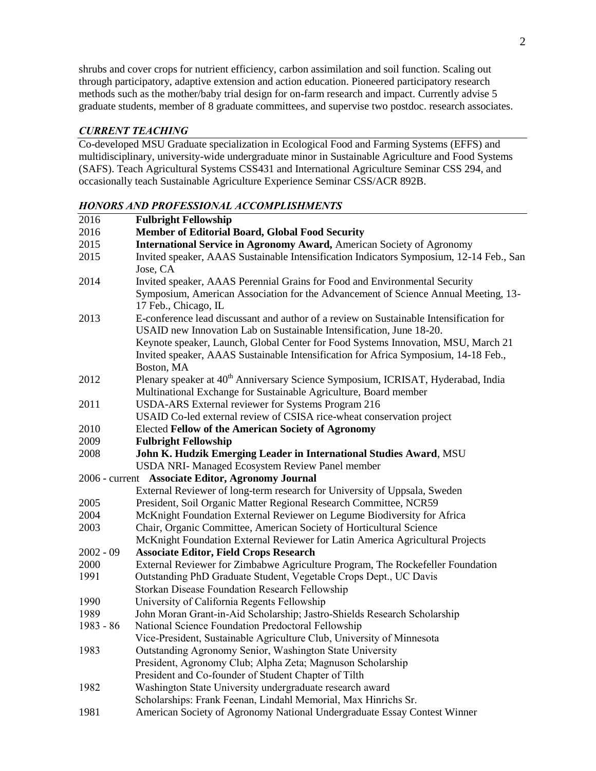shrubs and cover crops for nutrient efficiency, carbon assimilation and soil function. Scaling out through participatory, adaptive extension and action education. Pioneered participatory research methods such as the mother/baby trial design for on-farm research and impact. Currently advise 5 graduate students, member of 8 graduate committees, and supervise two postdoc. research associates.

### *CURRENT TEACHING*

Co-developed MSU Graduate specialization in Ecological Food and Farming Systems (EFFS) and multidisciplinary, university-wide undergraduate minor in Sustainable Agriculture and Food Systems (SAFS). Teach Agricultural Systems CSS431 and International Agriculture Seminar CSS 294, and occasionally teach Sustainable Agriculture Experience Seminar CSS/ACR 892B.

### *HONORS AND PROFESSIONAL ACCOMPLISHMENTS*

| | |
|---|---|
| 2016 | **Fulbright Fellowship** |
| 2016 | **Member of Editorial Board, Global Food Security** |
| 2015 | **International Service in Agronomy Award,** American Society of Agronomy |
| 2015 | Invited speaker, AAAS Sustainable Intensification Indicators Symposium, 12-14 Feb., San Jose, CA |
| 2014 | Invited speaker, AAAS Perennial Grains for Food and Environmental Security Symposium, American Association for the Advancement of Science Annual Meeting, 13-17 Feb., Chicago, IL |
| 2013 | E-conference lead discussant and author of a review on Sustainable Intensification for USAID new Innovation Lab on Sustainable Intensification, June 18-20. |
| | Keynote speaker, Launch, Global Center for Food Systems Innovation, MSU, March 21 |
| | Invited speaker, AAAS Sustainable Intensification for Africa Symposium, 14-18 Feb., Boston, MA |
| 2012 | Plenary speaker at 40th Anniversary Science Symposium, ICRISAT, Hyderabad, India |
| | Multinational Exchange for Sustainable Agriculture, Board member |
| 2011 | USDA-ARS External reviewer for Systems Program 216 |
| | USAID Co-led external review of CSISA rice-wheat conservation project |
| 2010 | Elected **Fellow of the American Society of Agronomy** |
| 2009 | **Fulbright Fellowship** |
| 2008 | **John K. Hudzik Emerging Leader in International Studies Award**, MSU |
| | USDA NRI- Managed Ecosystem Review Panel member |
| 2006 - current | **Associate Editor, Agronomy Journal** |
| | External Reviewer of long-term research for University of Uppsala, Sweden |
| 2005 | President, Soil Organic Matter Regional Research Committee, NCR59 |
| 2004 | McKnight Foundation External Reviewer on Legume Biodiversity for Africa |
| 2003 | Chair, Organic Committee, American Society of Horticultural Science |
| | McKnight Foundation External Reviewer for Latin America Agricultural Projects |
| 2002 - 09 | **Associate Editor, Field Crops Research** |
| 2000 | External Reviewer for Zimbabwe Agriculture Program, The Rockefeller Foundation |
| 1991 | Outstanding PhD Graduate Student, Vegetable Crops Dept., UC Davis |
| | Storkan Disease Foundation Research Fellowship |
| 1990 | University of California Regents Fellowship |
| 1989 | John Moran Grant-in-Aid Scholarship; Jastro-Shields Research Scholarship |
| 1983 - 86 | National Science Foundation Predoctoral Fellowship |
| | Vice-President, Sustainable Agriculture Club, University of Minnesota |
| 1983 | Outstanding Agronomy Senior, Washington State University |
| | President, Agronomy Club; Alpha Zeta; Magnuson Scholarship |
| | President and Co-founder of Student Chapter of Tilth |
| 1982 | Washington State University undergraduate research award |
| | Scholarships: Frank Feenan, Lindahl Memorial, Max Hinrichs Sr. |
| 1981 | American Society of Agronomy National Undergraduate Essay Contest Winner |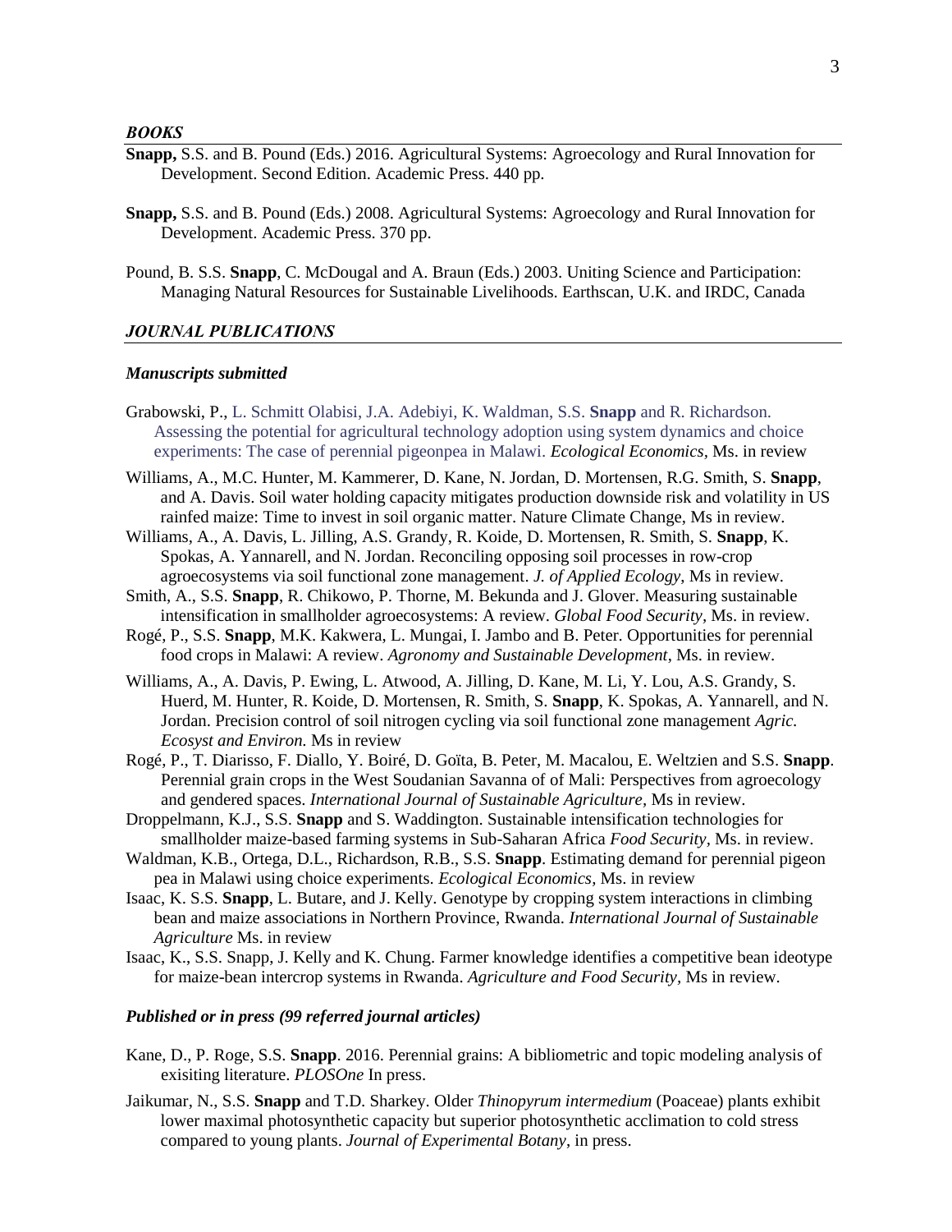### *BOOKS*

**Snapp,** S.S. and B. Pound (Eds.) 2016. Agricultural Systems: Agroecology and Rural Innovation for Development. Second Edition. Academic Press. 440 pp.

**Snapp,** S.S. and B. Pound (Eds.) 2008. Agricultural Systems: Agroecology and Rural Innovation for Development. Academic Press. 370 pp.

Pound, B. S.S. **Snapp**, C. McDougal and A. Braun (Eds.) 2003. Uniting Science and Participation: Managing Natural Resources for Sustainable Livelihoods. Earthscan, U.K. and IRDC, Canada

### *JOURNAL PUBLICATIONS*

#### *Manuscripts submitted*

Grabowski, P., L. Schmitt Olabisi, J.A. Adebiyi, K. Waldman, S.S. **Snapp** and R. Richardson. Assessing the potential for agricultural technology adoption using system dynamics and choice experiments: The case of perennial pigeonpea in Malawi. *Ecological Economics*, Ms. in review

Williams, A., M.C. Hunter, M. Kammerer, D. Kane, N. Jordan, D. Mortensen, R.G. Smith, S. **Snapp**, and A. Davis. Soil water holding capacity mitigates production downside risk and volatility in US rainfed maize: Time to invest in soil organic matter. Nature Climate Change, Ms in review.

Williams, A., A. Davis, L. Jilling, A.S. Grandy, R. Koide, D. Mortensen, R. Smith, S. **Snapp**, K. Spokas, A. Yannarell, and N. Jordan. Reconciling opposing soil processes in row-crop agroecosystems via soil functional zone management. *J. of Applied Ecology*, Ms in review.

Smith, A., S.S. **Snapp**, R. Chikowo, P. Thorne, M. Bekunda and J. Glover. Measuring sustainable intensification in smallholder agroecosystems: A review. *Global Food Security*, Ms. in review.

Rogé, P., S.S. **Snapp**, M.K. Kakwera, L. Mungai, I. Jambo and B. Peter. Opportunities for perennial food crops in Malawi: A review. *Agronomy and Sustainable Development*, Ms. in review.

Williams, A., A. Davis, P. Ewing, L. Atwood, A. Jilling, D. Kane, M. Li, Y. Lou, A.S. Grandy, S. Huerd, M. Hunter, R. Koide, D. Mortensen, R. Smith, S. **Snapp**, K. Spokas, A. Yannarell, and N. Jordan. Precision control of soil nitrogen cycling via soil functional zone management *Agric. Ecosyst and Environ.* Ms in review

Rogé, P., T. Diarisso, F. Diallo, Y. Boiré, D. Goïta, B. Peter, M. Macalou, E. Weltzien and S.S. **Snapp**. Perennial grain crops in the West Soudanian Savanna of of Mali: Perspectives from agroecology and gendered spaces. *International Journal of Sustainable Agriculture*, Ms in review.

Droppelmann, K.J., S.S. **Snapp** and S. Waddington. Sustainable intensification technologies for smallholder maize-based farming systems in Sub-Saharan Africa *Food Security*, Ms. in review.

Waldman, K.B., Ortega, D.L., Richardson, R.B., S.S. **Snapp**. Estimating demand for perennial pigeon pea in Malawi using choice experiments. *Ecological Economics*, Ms. in review

Isaac, K. S.S. **Snapp**, L. Butare, and J. Kelly. Genotype by cropping system interactions in climbing bean and maize associations in Northern Province, Rwanda. *International Journal of Sustainable Agriculture* Ms. in review

Isaac, K., S.S. Snapp, J. Kelly and K. Chung. Farmer knowledge identifies a competitive bean ideotype for maize-bean intercrop systems in Rwanda. *Agriculture and Food Security*, Ms in review.

#### *Published or in press (99 referred journal articles)*

Kane, D., P. Roge, S.S. **Snapp**. 2016. Perennial grains: A bibliometric and topic modeling analysis of exisiting literature. *PLOSOne* In press.

Jaikumar, N., S.S. **Snapp** and T.D. Sharkey. Older *Thinopyrum intermedium* (Poaceae) plants exhibit lower maximal photosynthetic capacity but superior photosynthetic acclimation to cold stress compared to young plants. *Journal of Experimental Botany*, in press.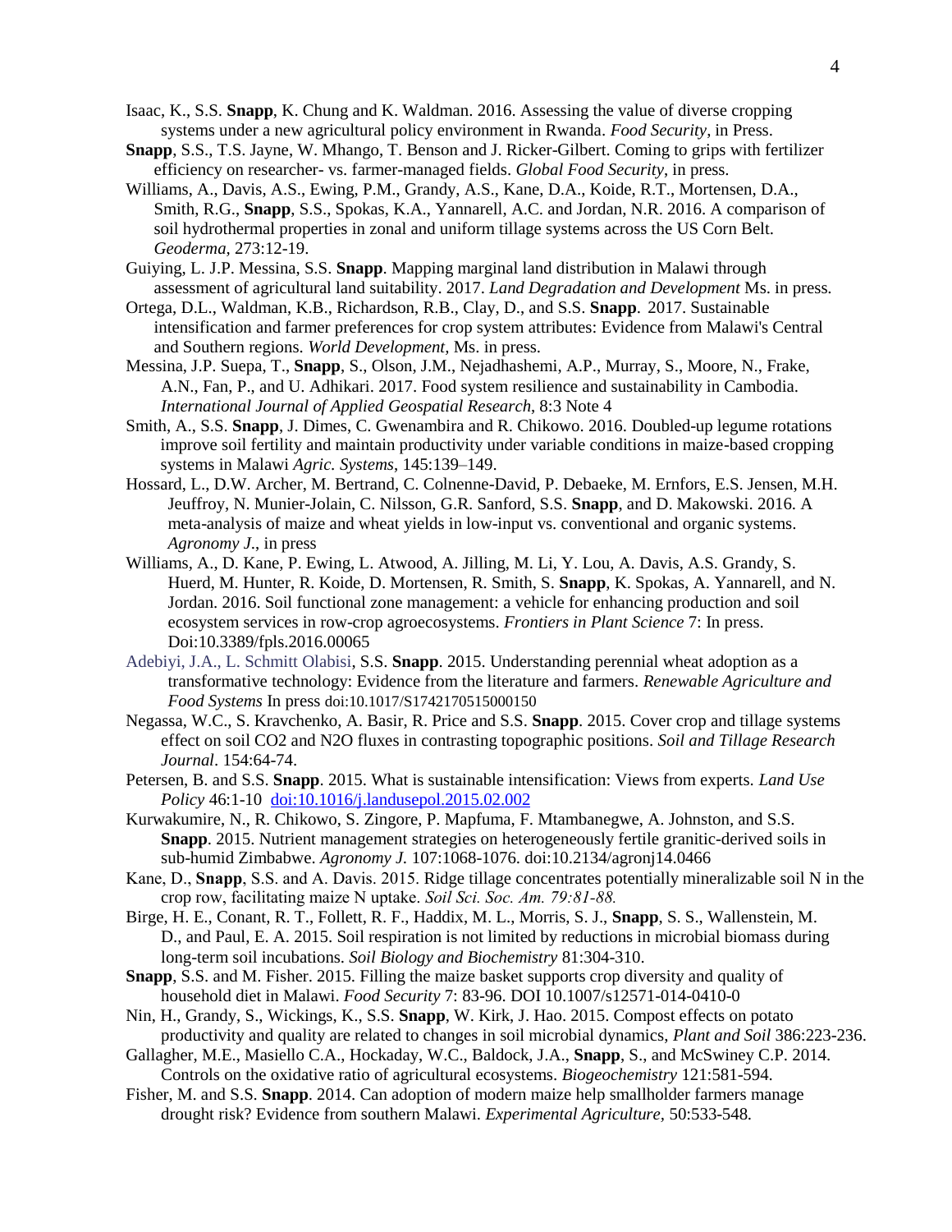Isaac, K., S.S. **Snapp**, K. Chung and K. Waldman. 2016. Assessing the value of diverse cropping systems under a new agricultural policy environment in Rwanda. *Food Security*, in Press.

**Snapp**, S.S., T.S. Jayne, W. Mhango, T. Benson and J. Ricker-Gilbert. Coming to grips with fertilizer efficiency on researcher- vs. farmer-managed fields. *Global Food Security*, in press.

Williams, A., Davis, A.S., Ewing, P.M., Grandy, A.S., Kane, D.A., Koide, R.T., Mortensen, D.A., Smith, R.G., **Snapp**, S.S., Spokas, K.A., Yannarell, A.C. and Jordan, N.R. 2016. A comparison of soil hydrothermal properties in zonal and uniform tillage systems across the US Corn Belt. *Geoderma*, 273:12-19.

Guiying, L. J.P. Messina, S.S. **Snapp**. Mapping marginal land distribution in Malawi through assessment of agricultural land suitability. 2017. *Land Degradation and Development* Ms. in press.

Ortega, D.L., Waldman, K.B., Richardson, R.B., Clay, D., and S.S. **Snapp**. 2017. Sustainable intensification and farmer preferences for crop system attributes: Evidence from Malawi's Central and Southern regions. *World Development*, Ms. in press.

Messina, J.P. Suepa, T., **Snapp**, S., Olson, J.M., Nejadhashemi, A.P., Murray, S., Moore, N., Frake, A.N., Fan, P., and U. Adhikari. 2017. Food system resilience and sustainability in Cambodia. *International Journal of Applied Geospatial Research*, 8:3 Note 4

Smith, A., S.S. **Snapp**, J. Dimes, C. Gwenambira and R. Chikowo. 2016. Doubled-up legume rotations improve soil fertility and maintain productivity under variable conditions in maize-based cropping systems in Malawi *Agric. Systems*, 145:139–149.

Hossard, L., D.W. Archer, M. Bertrand, C. Colnenne-David, P. Debaeke, M. Ernfors, E.S. Jensen, M.H. Jeuffroy, N. Munier-Jolain, C. Nilsson, G.R. Sanford, S.S. **Snapp**, and D. Makowski. 2016. A meta-analysis of maize and wheat yields in low-input vs. conventional and organic systems. *Agronomy J.*, in press

Williams, A., D. Kane, P. Ewing, L. Atwood, A. Jilling, M. Li, Y. Lou, A. Davis, A.S. Grandy, S. Huerd, M. Hunter, R. Koide, D. Mortensen, R. Smith, S. **Snapp**, K. Spokas, A. Yannarell, and N. Jordan. 2016. Soil functional zone management: a vehicle for enhancing production and soil ecosystem services in row-crop agroecosystems. *Frontiers in Plant Science* 7: In press. Doi:10.3389/fpls.2016.00065

Adebiyi, J.A., L. Schmitt Olabisi, S.S. **Snapp**. 2015. Understanding perennial wheat adoption as a transformative technology: Evidence from the literature and farmers. *Renewable Agriculture and Food Systems* In press doi:10.1017/S1742170515000150

Negassa, W.C., S. Kravchenko, A. Basir, R. Price and S.S. **Snapp**. 2015. Cover crop and tillage systems effect on soil CO2 and N2O fluxes in contrasting topographic positions. *Soil and Tillage Research Journal*. 154:64-74.

Petersen, B. and S.S. **Snapp**. 2015. What is sustainable intensification: Views from experts. *Land Use Policy* 46:1-10 doi:10.1016/j.landusepol.2015.02.002

Kurwakumire, N., R. Chikowo, S. Zingore, P. Mapfuma, F. Mtambanegwe, A. Johnston, and S.S. **Snapp**. 2015. Nutrient management strategies on heterogeneously fertile granitic-derived soils in sub-humid Zimbabwe. *Agronomy J.* 107:1068-1076. doi:10.2134/agronj14.0466

Kane, D., **Snapp**, S.S. and A. Davis. 2015. Ridge tillage concentrates potentially mineralizable soil N in the crop row, facilitating maize N uptake. *Soil Sci. Soc. Am. 79:81-88.*

Birge, H. E., Conant, R. T., Follett, R. F., Haddix, M. L., Morris, S. J., **Snapp**, S. S., Wallenstein, M. D., and Paul, E. A. 2015. Soil respiration is not limited by reductions in microbial biomass during long-term soil incubations. *Soil Biology and Biochemistry* 81:304-310.

**Snapp**, S.S. and M. Fisher. 2015. Filling the maize basket supports crop diversity and quality of household diet in Malawi. *Food Security* 7: 83-96. DOI 10.1007/s12571-014-0410-0

Nin, H., Grandy, S., Wickings, K., S.S. **Snapp**, W. Kirk, J. Hao. 2015. Compost effects on potato productivity and quality are related to changes in soil microbial dynamics, *Plant and Soil* 386:223-236.

Gallagher, M.E., Masiello C.A., Hockaday, W.C., Baldock, J.A., **Snapp**, S., and McSwiney C.P. 2014. Controls on the oxidative ratio of agricultural ecosystems. *Biogeochemistry* 121:581-594.

Fisher, M. and S.S. **Snapp**. 2014. Can adoption of modern maize help smallholder farmers manage drought risk? Evidence from southern Malawi. *Experimental Agriculture*, 50:533-548.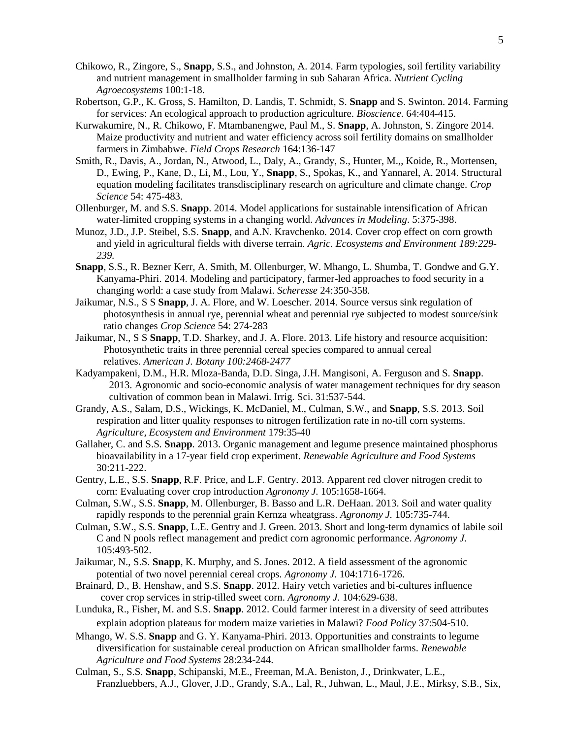Chikowo, R., Zingore, S., **Snapp**, S.S., and Johnston, A. 2014. Farm typologies, soil fertility variability and nutrient management in smallholder farming in sub Saharan Africa. *Nutrient Cycling Agroecosystems* 100:1-18.

Robertson, G.P., K. Gross, S. Hamilton, D. Landis, T. Schmidt, S. **Snapp** and S. Swinton. 2014. Farming for services: An ecological approach to production agriculture. *Bioscience*. 64:404-415.

Kurwakumire, N., R. Chikowo, F. Mtambanengwe, Paul M., S. **Snapp**, A. Johnston, S. Zingore 2014. Maize productivity and nutrient and water efficiency across soil fertility domains on smallholder farmers in Zimbabwe. *Field Crops Research* 164:136-147

Smith, R., Davis, A., Jordan, N., Atwood, L., Daly, A., Grandy, S., Hunter, M.,, Koide, R., Mortensen, D., Ewing, P., Kane, D., Li, M., Lou, Y., **Snapp**, S., Spokas, K., and Yannarel, A. 2014. Structural equation modeling facilitates transdisciplinary research on agriculture and climate change. *Crop Science* 54: 475-483.

Ollenburger, M. and S.S. **Snapp**. 2014. Model applications for sustainable intensification of African water-limited cropping systems in a changing world. *Advances in Modeling*. 5:375-398.

Munoz, J.D., J.P. Steibel, S.S. **Snapp**, and A.N. Kravchenko. 2014. Cover crop effect on corn growth and yield in agricultural fields with diverse terrain. *Agric. Ecosystems and Environment 189:229-239.*

**Snapp**, S.S., R. Bezner Kerr, A. Smith, M. Ollenburger, W. Mhango, L. Shumba, T. Gondwe and G.Y. Kanyama-Phiri. 2014. Modeling and participatory, farmer-led approaches to food security in a changing world: a case study from Malawi. *Scheresse* 24:350-358.

Jaikumar, N.S., S S **Snapp**, J. A. Flore, and W. Loescher. 2014. Source versus sink regulation of photosynthesis in annual rye, perennial wheat and perennial rye subjected to modest source/sink ratio changes *Crop Science* 54: 274-283

Jaikumar, N., S S **Snapp**, T.D. Sharkey, and J. A. Flore. 2013. Life history and resource acquisition: Photosynthetic traits in three perennial cereal species compared to annual cereal relatives. *American J. Botany 100:2468-2477*

Kadyampakeni, D.M., H.R. Mloza-Banda, D.D. Singa, J.H. Mangisoni, A. Ferguson and S. **Snapp**. 2013. Agronomic and socio-economic analysis of water management techniques for dry season cultivation of common bean in Malawi. Irrig. Sci. 31:537-544.

Grandy, A.S., Salam, D.S., Wickings, K. McDaniel, M., Culman, S.W., and **Snapp**, S.S. 2013. Soil respiration and litter quality responses to nitrogen fertilization rate in no-till corn systems. *Agriculture, Ecosystem and Environment* 179:35-40

Gallaher, C. and S.S. **Snapp**. 2013. Organic management and legume presence maintained phosphorus bioavailability in a 17-year field crop experiment. *Renewable Agriculture and Food Systems* 30:211-222.

Gentry, L.E., S.S. **Snapp**, R.F. Price, and L.F. Gentry. 2013. Apparent red clover nitrogen credit to corn: Evaluating cover crop introduction *Agronomy J.* 105:1658-1664.

Culman, S.W., S.S. **Snapp**, M. Ollenburger, B. Basso and L.R. DeHaan. 2013. Soil and water quality rapidly responds to the perennial grain Kernza wheatgrass. *Agronomy J.* 105:735-744.

Culman, S.W., S.S. **Snapp**, L.E. Gentry and J. Green. 2013. Short and long-term dynamics of labile soil C and N pools reflect management and predict corn agronomic performance. *Agronomy J.* 105:493-502.

Jaikumar, N., S.S. **Snapp**, K. Murphy, and S. Jones. 2012. A field assessment of the agronomic potential of two novel perennial cereal crops. *Agronomy J.* 104:1716-1726.

Brainard, D., B. Henshaw, and S.S. **Snapp**. 2012. Hairy vetch varieties and bi-cultures influence cover crop services in strip-tilled sweet corn. *Agronomy J.* 104:629-638.

Lunduka, R., Fisher, M. and S.S. **Snapp**. 2012. Could farmer interest in a diversity of seed attributes explain adoption plateaus for modern maize varieties in Malawi? *Food Policy* 37:504-510.

Mhango, W. S.S. **Snapp** and G. Y. Kanyama-Phiri. 2013. Opportunities and constraints to legume diversification for sustainable cereal production on African smallholder farms. *Renewable Agriculture and Food Systems* 28:234-244.

Culman, S., S.S. **Snapp**, Schipanski, M.E., Freeman, M.A. Beniston, J., Drinkwater, L.E., Franzluebbers, A.J., Glover, J.D., Grandy, S.A., Lal, R., Juhwan, L., Maul, J.E., Mirksy, S.B., Six,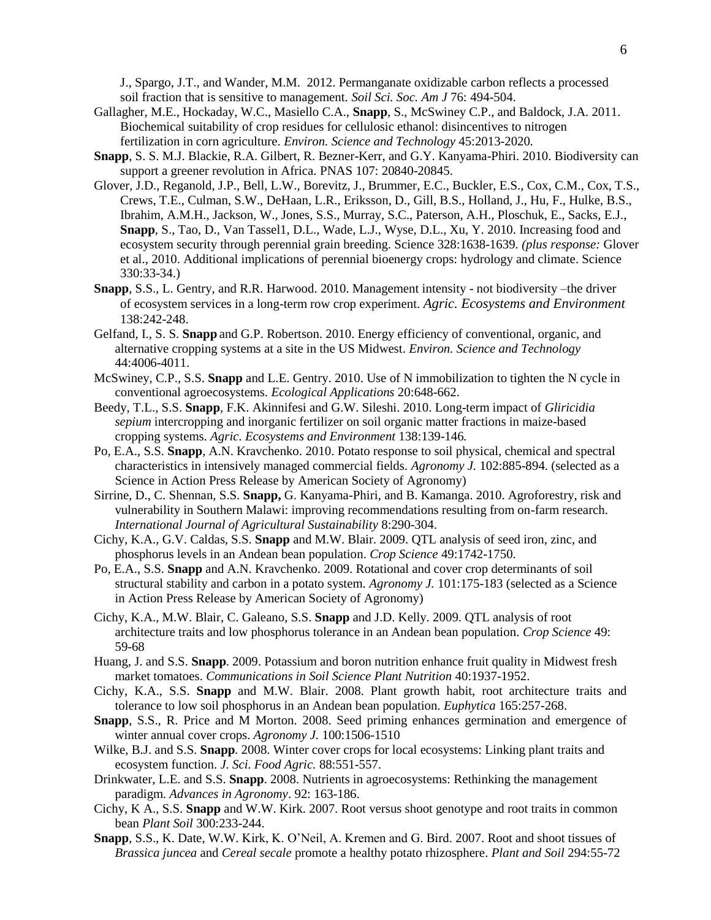J., Spargo, J.T., and Wander, M.M. 2012. Permanganate oxidizable carbon reflects a processed soil fraction that is sensitive to management. *Soil Sci. Soc. Am J* 76: 494-504.

Gallagher, M.E., Hockaday, W.C., Masiello C.A., **Snapp**, S., McSwiney C.P., and Baldock, J.A. 2011. Biochemical suitability of crop residues for cellulosic ethanol: disincentives to nitrogen fertilization in corn agriculture. *Environ. Science and Technology* 45:2013-2020.

**Snapp**, S. S. M.J. Blackie, R.A. Gilbert, R. Bezner-Kerr, and G.Y. Kanyama-Phiri. 2010. Biodiversity can support a greener revolution in Africa. PNAS 107: 20840-20845.

Glover, J.D., Reganold, J.P., Bell, L.W., Borevitz, J., Brummer, E.C., Buckler, E.S., Cox, C.M., Cox, T.S., Crews, T.E., Culman, S.W., DeHaan, L.R., Eriksson, D., Gill, B.S., Holland, J., Hu, F., Hulke, B.S., Ibrahim, A.M.H., Jackson, W., Jones, S.S., Murray, S.C., Paterson, A.H., Ploschuk, E., Sacks, E.J., **Snapp**, S., Tao, D., Van Tassel1, D.L., Wade, L.J., Wyse, D.L., Xu, Y. 2010. Increasing food and ecosystem security through perennial grain breeding. Science 328:1638-1639. *(plus response:* Glover et al., 2010. Additional implications of perennial bioenergy crops: hydrology and climate. Science 330:33-34.)

**Snapp**, S.S., L. Gentry, and R.R. Harwood. 2010. Management intensity - not biodiversity –the driver of ecosystem services in a long-term row crop experiment. *Agric. Ecosystems and Environment* 138:242-248.

Gelfand, I., S. S. **Snapp** and G.P. Robertson. 2010. Energy efficiency of conventional, organic, and alternative cropping systems at a site in the US Midwest. *Environ. Science and Technology* 44:4006-4011.

McSwiney, C.P., S.S. **Snapp** and L.E. Gentry. 2010. Use of N immobilization to tighten the N cycle in conventional agroecosystems. *Ecological Applications* 20:648-662.

Beedy, T.L., S.S. **Snapp**, F.K. Akinnifesi and G.W. Sileshi. 2010. Long-term impact of *Gliricidia sepium* intercropping and inorganic fertilizer on soil organic matter fractions in maize-based cropping systems. *Agric. Ecosystems and Environment* 138:139-146.

Po, E.A., S.S. **Snapp**, A.N. Kravchenko. 2010. Potato response to soil physical, chemical and spectral characteristics in intensively managed commercial fields. *Agronomy J.* 102:885-894. (selected as a Science in Action Press Release by American Society of Agronomy)

Sirrine, D., C. Shennan, S.S. **Snapp,** G. Kanyama-Phiri, and B. Kamanga. 2010. Agroforestry, risk and vulnerability in Southern Malawi: improving recommendations resulting from on-farm research. *International Journal of Agricultural Sustainability* 8:290-304.

Cichy, K.A., G.V. Caldas, S.S. **Snapp** and M.W. Blair. 2009. QTL analysis of seed iron, zinc, and phosphorus levels in an Andean bean population. *Crop Science* 49:1742-1750.

Po, E.A., S.S. **Snapp** and A.N. Kravchenko. 2009. Rotational and cover crop determinants of soil structural stability and carbon in a potato system. *Agronomy J.* 101:175-183 (selected as a Science in Action Press Release by American Society of Agronomy)

Cichy, K.A., M.W. Blair, C. Galeano, S.S. **Snapp** and J.D. Kelly. 2009. QTL analysis of root architecture traits and low phosphorus tolerance in an Andean bean population. *Crop Science* 49: 59-68

Huang, J. and S.S. **Snapp**. 2009. Potassium and boron nutrition enhance fruit quality in Midwest fresh market tomatoes. *Communications in Soil Science Plant Nutrition* 40:1937-1952.

Cichy, K.A., S.S. **Snapp** and M.W. Blair. 2008. Plant growth habit, root architecture traits and tolerance to low soil phosphorus in an Andean bean population. *Euphytica* 165:257-268.

**Snapp**, S.S., R. Price and M Morton. 2008. Seed priming enhances germination and emergence of winter annual cover crops. *Agronomy J.* 100:1506-1510

Wilke, B.J. and S.S. **Snapp**. 2008. Winter cover crops for local ecosystems: Linking plant traits and ecosystem function. *J. Sci. Food Agric.* 88:551-557.

Drinkwater, L.E. and S.S. **Snapp**. 2008. Nutrients in agroecosystems: Rethinking the management paradigm. *Advances in Agronomy*. 92: 163-186.

Cichy, K A., S.S. **Snapp** and W.W. Kirk. 2007. Root versus shoot genotype and root traits in common bean *Plant Soil* 300:233-244.

**Snapp**, S.S., K. Date, W.W. Kirk, K. O'Neil, A. Kremen and G. Bird. 2007. Root and shoot tissues of *Brassica juncea* and *Cereal secale* promote a healthy potato rhizosphere. *Plant and Soil* 294:55-72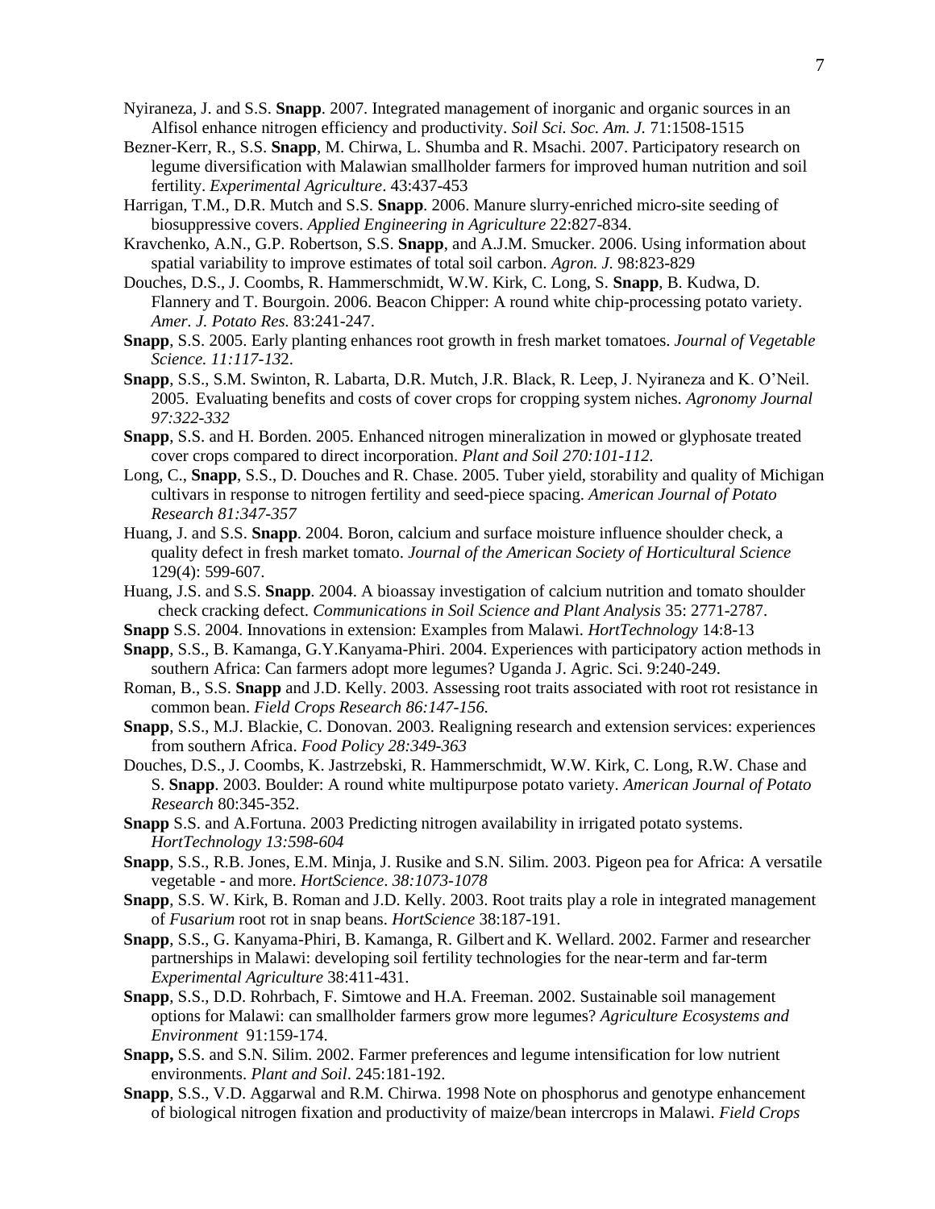Nyiraneza, J. and S.S. **Snapp**. 2007. Integrated management of inorganic and organic sources in an Alfisol enhance nitrogen efficiency and productivity. *Soil Sci. Soc. Am. J.* 71:1508-1515

Bezner-Kerr, R., S.S. **Snapp**, M. Chirwa, L. Shumba and R. Msachi. 2007. Participatory research on legume diversification with Malawian smallholder farmers for improved human nutrition and soil fertility. *Experimental Agriculture*. 43:437-453

Harrigan, T.M., D.R. Mutch and S.S. **Snapp**. 2006. Manure slurry-enriched micro-site seeding of biosuppressive covers. *Applied Engineering in Agriculture* 22:827-834.

Kravchenko, A.N., G.P. Robertson, S.S. **Snapp**, and A.J.M. Smucker. 2006. Using information about spatial variability to improve estimates of total soil carbon. *Agron. J.* 98:823-829

Douches, D.S., J. Coombs, R. Hammerschmidt, W.W. Kirk, C. Long, S. **Snapp**, B. Kudwa, D. Flannery and T. Bourgoin. 2006. Beacon Chipper: A round white chip-processing potato variety. *Amer. J. Potato Res.* 83:241-247.

**Snapp**, S.S. 2005. Early planting enhances root growth in fresh market tomatoes. *Journal of Vegetable Science. 11:117-13*2.

**Snapp**, S.S., S.M. Swinton, R. Labarta, D.R. Mutch, J.R. Black, R. Leep, J. Nyiraneza and K. O'Neil. 2005. Evaluating benefits and costs of cover crops for cropping system niches. *Agronomy Journal 97:322-332*

**Snapp**, S.S. and H. Borden. 2005. Enhanced nitrogen mineralization in mowed or glyphosate treated cover crops compared to direct incorporation. *Plant and Soil 270:101-112.*

Long, C., **Snapp**, S.S., D. Douches and R. Chase. 2005. Tuber yield, storability and quality of Michigan cultivars in response to nitrogen fertility and seed-piece spacing. *American Journal of Potato Research 81:347-357*

Huang, J. and S.S. **Snapp**. 2004. Boron, calcium and surface moisture influence shoulder check, a quality defect in fresh market tomato. *Journal of the American Society of Horticultural Science* 129(4): 599-607.

Huang, J.S. and S.S. **Snapp**. 2004. A bioassay investigation of calcium nutrition and tomato shoulder check cracking defect. *Communications in Soil Science and Plant Analysis* 35: 2771-2787.

**Snapp** S.S. 2004. Innovations in extension: Examples from Malawi. *HortTechnology* 14:8-13

**Snapp**, S.S., B. Kamanga, G.Y.Kanyama-Phiri. 2004. Experiences with participatory action methods in southern Africa: Can farmers adopt more legumes? Uganda J. Agric. Sci. 9:240-249.

Roman, B., S.S. **Snapp** and J.D. Kelly. 2003. Assessing root traits associated with root rot resistance in common bean. *Field Crops Research 86:147-156.*

**Snapp**, S.S., M.J. Blackie, C. Donovan. 2003. Realigning research and extension services: experiences from southern Africa. *Food Policy 28:349-363*

Douches, D.S., J. Coombs, K. Jastrzebski, R. Hammerschmidt, W.W. Kirk, C. Long, R.W. Chase and S. **Snapp**. 2003. Boulder: A round white multipurpose potato variety. *American Journal of Potato Research* 80:345-352.

**Snapp** S.S. and A.Fortuna. 2003 Predicting nitrogen availability in irrigated potato systems. *HortTechnology 13:598-604*

**Snapp**, S.S., R.B. Jones, E.M. Minja, J. Rusike and S.N. Silim. 2003. Pigeon pea for Africa: A versatile vegetable - and more. *HortScience*. *38:1073-1078*

**Snapp**, S.S. W. Kirk, B. Roman and J.D. Kelly. 2003. Root traits play a role in integrated management of *Fusarium* root rot in snap beans. *HortScience* 38:187-191.

**Snapp**, S.S., G. Kanyama-Phiri, B. Kamanga, R. Gilbert and K. Wellard. 2002. Farmer and researcher partnerships in Malawi: developing soil fertility technologies for the near-term and far-term *Experimental Agriculture* 38:411-431.

**Snapp**, S.S., D.D. Rohrbach, F. Simtowe and H.A. Freeman. 2002. Sustainable soil management options for Malawi: can smallholder farmers grow more legumes? *Agriculture Ecosystems and Environment* 91:159-174.

**Snapp,** S.S. and S.N. Silim. 2002. Farmer preferences and legume intensification for low nutrient environments. *Plant and Soil*. 245:181-192.

**Snapp**, S.S., V.D. Aggarwal and R.M. Chirwa. 1998 Note on phosphorus and genotype enhancement of biological nitrogen fixation and productivity of maize/bean intercrops in Malawi. *Field Crops*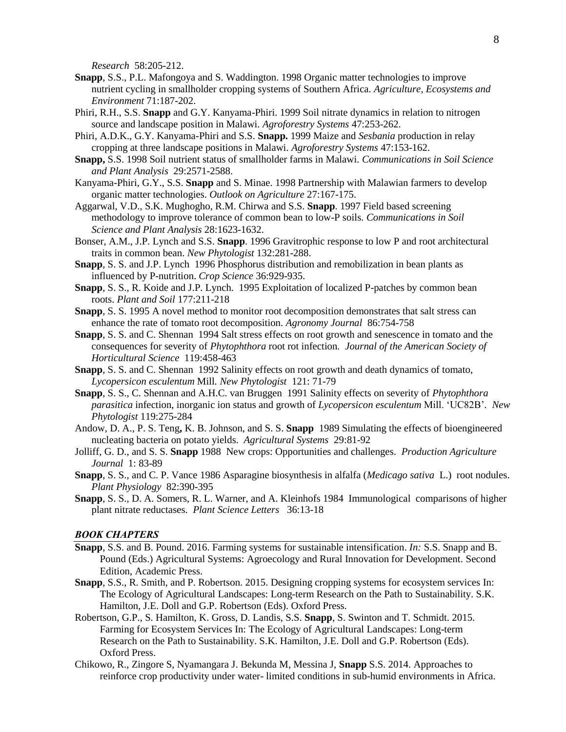*Research* 58:205-212.

**Snapp**, S.S., P.L. Mafongoya and S. Waddington. 1998 Organic matter technologies to improve nutrient cycling in smallholder cropping systems of Southern Africa. *Agriculture, Ecosystems and Environment* 71:187-202.

Phiri, R.H., S.S. **Snapp** and G.Y. Kanyama-Phiri. 1999 Soil nitrate dynamics in relation to nitrogen source and landscape position in Malawi. *Agroforestry Systems* 47:253-262.

Phiri, A.D.K., G.Y. Kanyama-Phiri and S.S. **Snapp.** 1999 Maize and *Sesbania* production in relay cropping at three landscape positions in Malawi. *Agroforestry Systems* 47:153-162.

**Snapp,** S.S. 1998 Soil nutrient status of smallholder farms in Malawi. *Communications in Soil Science and Plant Analysis* 29:2571-2588.

Kanyama-Phiri, G.Y., S.S. **Snapp** and S. Minae. 1998 Partnership with Malawian farmers to develop organic matter technologies. *Outlook on Agriculture* 27:167-175.

Aggarwal, V.D., S.K. Mughogho, R.M. Chirwa and S.S. **Snapp**. 1997 Field based screening methodology to improve tolerance of common bean to low-P soils. *Communications in Soil Science and Plant Analysis* 28:1623-1632.

Bonser, A.M., J.P. Lynch and S.S. **Snapp**. 1996 Gravitrophic response to low P and root architectural traits in common bean. *New Phytologist* 132:281-288.

**Snapp**, S. S. and J.P. Lynch 1996 Phosphorus distribution and remobilization in bean plants as influenced by P-nutrition. *Crop Science* 36:929-935.

**Snapp**, S. S., R. Koide and J.P. Lynch. 1995 Exploitation of localized P-patches by common bean roots. *Plant and Soil* 177:211-218

**Snapp**, S. S. 1995 A novel method to monitor root decomposition demonstrates that salt stress can enhance the rate of tomato root decomposition. *Agronomy Journal* 86:754-758

**Snapp**, S. S. and C. Shennan 1994 Salt stress effects on root growth and senescence in tomato and the consequences for severity of *Phytophthora* root rot infection. *Journal of the American Society of Horticultural Science* 119:458-463

**Snapp**, S. S. and C. Shennan 1992 Salinity effects on root growth and death dynamics of tomato, *Lycopersicon esculentum* Mill. *New Phytologist* 121: 71-79

**Snapp**, S. S., C. Shennan and A.H.C. van Bruggen 1991 Salinity effects on severity of *Phytophthora parasitica* infection, inorganic ion status and growth of *Lycopersicon esculentum* Mill. 'UC82B'. *New Phytologist* 119:275-284

Andow, D. A., P. S. Teng**,** K. B. Johnson, and S. S. **Snapp** 1989 Simulating the effects of bioengineered nucleating bacteria on potato yields. *Agricultural Systems* 29:81-92

Jolliff, G. D., and S. S. **Snapp** 1988 New crops: Opportunities and challenges. *Production Agriculture Journal* 1: 83-89

**Snapp**, S. S., and C. P. Vance 1986 Asparagine biosynthesis in alfalfa (*Medicago sativa* L.) root nodules. *Plant Physiology* 82:390-395

**Snapp**, S. S., D. A. Somers, R. L. Warner, and A. Kleinhofs 1984 Immunological comparisons of higher plant nitrate reductases. *Plant Science Letters* 36:13-18

### *BOOK CHAPTERS*

**Snapp**, S.S. and B. Pound. 2016. Farming systems for sustainable intensification. *In:* S.S. Snapp and B. Pound (Eds.) Agricultural Systems: Agroecology and Rural Innovation for Development. Second Edition, Academic Press.

**Snapp**, S.S., R. Smith, and P. Robertson. 2015. Designing cropping systems for ecosystem services In: The Ecology of Agricultural Landscapes: Long-term Research on the Path to Sustainability. S.K. Hamilton, J.E. Doll and G.P. Robertson (Eds). Oxford Press.

Robertson, G.P., S. Hamilton, K. Gross, D. Landis, S.S. **Snapp**, S. Swinton and T. Schmidt. 2015. Farming for Ecosystem Services In: The Ecology of Agricultural Landscapes: Long-term Research on the Path to Sustainability. S.K. Hamilton, J.E. Doll and G.P. Robertson (Eds). Oxford Press.

Chikowo, R., Zingore S, Nyamangara J. Bekunda M, Messina J, **Snapp** S.S. 2014. Approaches to reinforce crop productivity under water- limited conditions in sub-humid environments in Africa.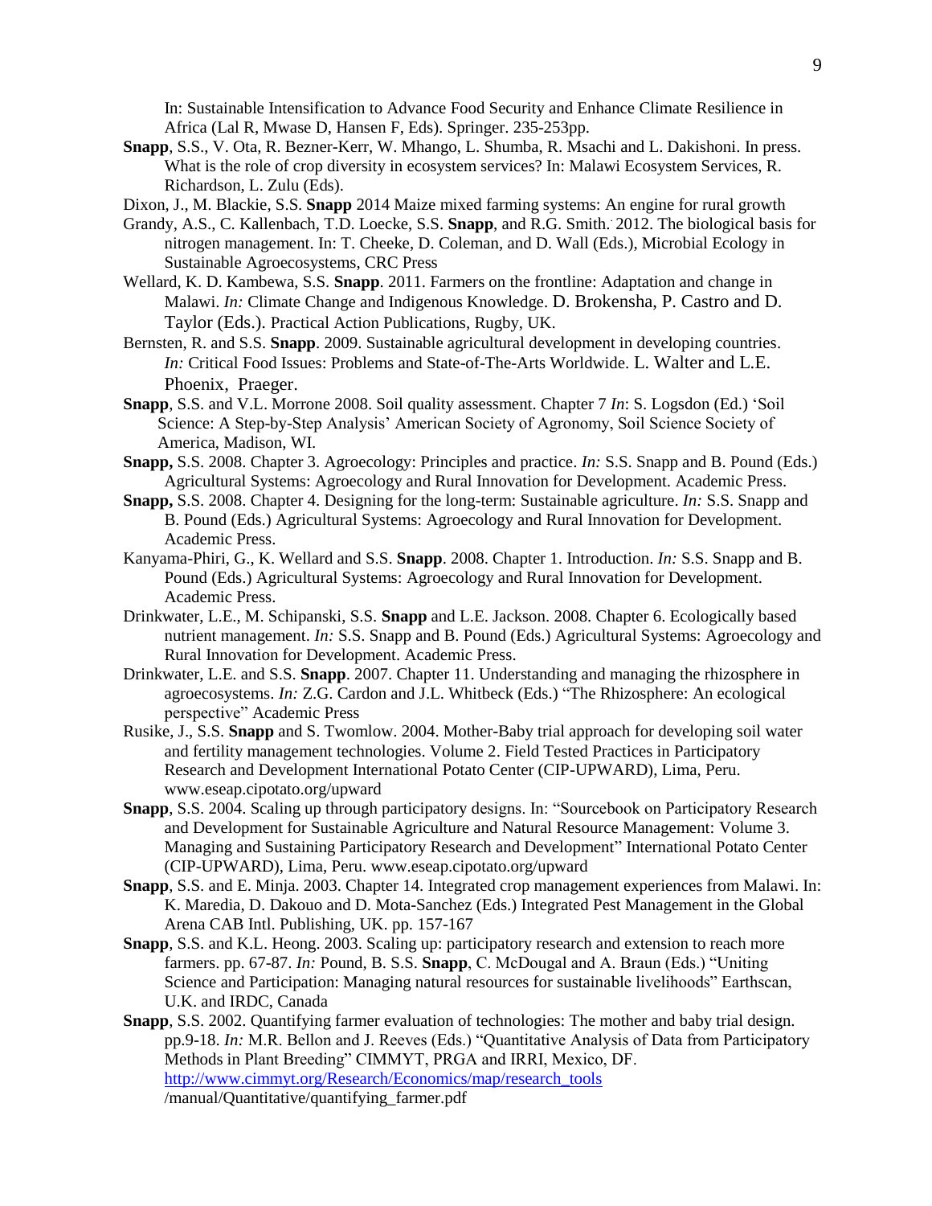In: Sustainable Intensification to Advance Food Security and Enhance Climate Resilience in Africa (Lal R, Mwase D, Hansen F, Eds). Springer. 235-253pp.

**Snapp**, S.S., V. Ota, R. Bezner-Kerr, W. Mhango, L. Shumba, R. Msachi and L. Dakishoni. In press. What is the role of crop diversity in ecosystem services? In: Malawi Ecosystem Services, R. Richardson, L. Zulu (Eds).

Dixon, J., M. Blackie, S.S. **Snapp** 2014 Maize mixed farming systems: An engine for rural growth

Grandy, A.S., C. Kallenbach, T.D. Loecke, S.S. **Snapp**, and R.G. Smith. 2012. The biological basis for nitrogen management. In: T. Cheeke, D. Coleman, and D. Wall (Eds.), Microbial Ecology in Sustainable Agroecosystems, CRC Press

Wellard, K. D. Kambewa, S.S. **Snapp**. 2011. Farmers on the frontline: Adaptation and change in Malawi. *In:* Climate Change and Indigenous Knowledge. D. Brokensha, P. Castro and D. Taylor (Eds.). Practical Action Publications, Rugby, UK.

Bernsten, R. and S.S. **Snapp**. 2009. Sustainable agricultural development in developing countries. *In:* Critical Food Issues: Problems and State-of-The-Arts Worldwide. L. Walter and L.E. Phoenix, Praeger.

**Snapp**, S.S. and V.L. Morrone 2008. Soil quality assessment. Chapter 7 *In*: S. Logsdon (Ed.) 'Soil Science: A Step-by-Step Analysis' American Society of Agronomy, Soil Science Society of America, Madison, WI.

**Snapp,** S.S. 2008. Chapter 3. Agroecology: Principles and practice. *In:* S.S. Snapp and B. Pound (Eds.) Agricultural Systems: Agroecology and Rural Innovation for Development. Academic Press.

**Snapp,** S.S. 2008. Chapter 4. Designing for the long-term: Sustainable agriculture. *In:* S.S. Snapp and B. Pound (Eds.) Agricultural Systems: Agroecology and Rural Innovation for Development. Academic Press.

Kanyama-Phiri, G., K. Wellard and S.S. **Snapp**. 2008. Chapter 1. Introduction. *In:* S.S. Snapp and B. Pound (Eds.) Agricultural Systems: Agroecology and Rural Innovation for Development. Academic Press.

Drinkwater, L.E., M. Schipanski, S.S. **Snapp** and L.E. Jackson. 2008. Chapter 6. Ecologically based nutrient management. *In:* S.S. Snapp and B. Pound (Eds.) Agricultural Systems: Agroecology and Rural Innovation for Development. Academic Press.

Drinkwater, L.E. and S.S. **Snapp**. 2007. Chapter 11. Understanding and managing the rhizosphere in agroecosystems. *In:* Z.G. Cardon and J.L. Whitbeck (Eds.) "The Rhizosphere: An ecological perspective" Academic Press

Rusike, J., S.S. **Snapp** and S. Twomlow. 2004. Mother-Baby trial approach for developing soil water and fertility management technologies. Volume 2. Field Tested Practices in Participatory Research and Development International Potato Center (CIP-UPWARD), Lima, Peru. www.eseap.cipotato.org/upward

**Snapp**, S.S. 2004. Scaling up through participatory designs. In: "Sourcebook on Participatory Research and Development for Sustainable Agriculture and Natural Resource Management: Volume 3. Managing and Sustaining Participatory Research and Development" International Potato Center (CIP-UPWARD), Lima, Peru. www.eseap.cipotato.org/upward

**Snapp**, S.S. and E. Minja. 2003. Chapter 14. Integrated crop management experiences from Malawi. In: K. Maredia, D. Dakouo and D. Mota-Sanchez (Eds.) Integrated Pest Management in the Global Arena CAB Intl. Publishing, UK. pp. 157-167

**Snapp**, S.S. and K.L. Heong. 2003. Scaling up: participatory research and extension to reach more farmers. pp. 67-87. *In:* Pound, B. S.S. **Snapp**, C. McDougal and A. Braun (Eds.) "Uniting Science and Participation: Managing natural resources for sustainable livelihoods" Earthscan, U.K. and IRDC, Canada

**Snapp**, S.S. 2002. Quantifying farmer evaluation of technologies: The mother and baby trial design. pp.9-18. *In:* M.R. Bellon and J. Reeves (Eds.) "Quantitative Analysis of Data from Participatory Methods in Plant Breeding" CIMMYT, PRGA and IRRI, Mexico, DF. http://www.cimmyt.org/Research/Economics/map/research_tools /manual/Quantitative/quantifying_farmer.pdf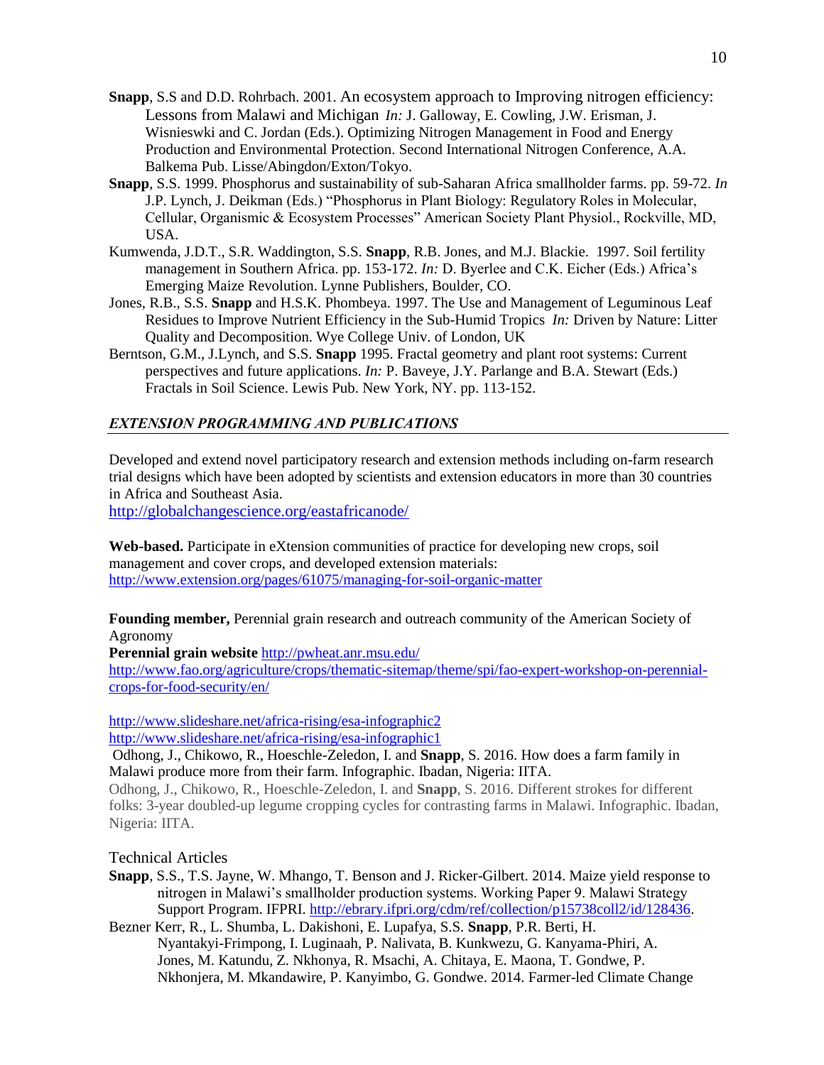**Snapp**, S.S and D.D. Rohrbach. 2001. An ecosystem approach to Improving nitrogen efficiency: Lessons from Malawi and Michigan *In:* J. Galloway, E. Cowling, J.W. Erisman, J. Wisnieswki and C. Jordan (Eds.). Optimizing Nitrogen Management in Food and Energy Production and Environmental Protection. Second International Nitrogen Conference, A.A. Balkema Pub. Lisse/Abingdon/Exton/Tokyo.

**Snapp**, S.S. 1999. Phosphorus and sustainability of sub-Saharan Africa smallholder farms. pp. 59-72. *In* J.P. Lynch, J. Deikman (Eds.) "Phosphorus in Plant Biology: Regulatory Roles in Molecular, Cellular, Organismic & Ecosystem Processes" American Society Plant Physiol., Rockville, MD, USA.

Kumwenda, J.D.T., S.R. Waddington, S.S. **Snapp**, R.B. Jones, and M.J. Blackie. 1997. Soil fertility management in Southern Africa. pp. 153-172. *In:* D. Byerlee and C.K. Eicher (Eds.) Africa's Emerging Maize Revolution. Lynne Publishers, Boulder, CO.

Jones, R.B., S.S. **Snapp** and H.S.K. Phombeya. 1997. The Use and Management of Leguminous Leaf Residues to Improve Nutrient Efficiency in the Sub-Humid Tropics *In:* Driven by Nature: Litter Quality and Decomposition. Wye College Univ. of London, UK

Berntson, G.M., J.Lynch, and S.S. **Snapp** 1995. Fractal geometry and plant root systems: Current perspectives and future applications. *In:* P. Baveye, J.Y. Parlange and B.A. Stewart (Eds.) Fractals in Soil Science. Lewis Pub. New York, NY. pp. 113-152.

## *EXTENSION PROGRAMMING AND PUBLICATIONS*

Developed and extend novel participatory research and extension methods including on-farm research trial designs which have been adopted by scientists and extension educators in more than 30 countries in Africa and Southeast Asia.
http://globalchangescience.org/eastafricanode/

**Web-based.** Participate in eXtension communities of practice for developing new crops, soil management and cover crops, and developed extension materials:
http://www.extension.org/pages/61075/managing-for-soil-organic-matter

**Founding member,** Perennial grain research and outreach community of the American Society of Agronomy
**Perennial grain website** http://pwheat.anr.msu.edu/
http://www.fao.org/agriculture/crops/thematic-sitemap/theme/spi/fao-expert-workshop-on-perennial-crops-for-food-security/en/

http://www.slideshare.net/africa-rising/esa-infographic2
http://www.slideshare.net/africa-rising/esa-infographic1
Odhong, J., Chikowo, R., Hoeschle-Zeledon, I. and **Snapp**, S. 2016. How does a farm family in Malawi produce more from their farm. Infographic. Ibadan, Nigeria: IITA.
Odhong, J., Chikowo, R., Hoeschle-Zeledon, I. and **Snapp**, S. 2016. Different strokes for different folks: 3-year doubled-up legume cropping cycles for contrasting farms in Malawi. Infographic. Ibadan, Nigeria: IITA.

### Technical Articles

**Snapp**, S.S., T.S. Jayne, W. Mhango, T. Benson and J. Ricker-Gilbert. 2014. Maize yield response to nitrogen in Malawi's smallholder production systems. Working Paper 9. Malawi Strategy Support Program. IFPRI. http://ebrary.ifpri.org/cdm/ref/collection/p15738coll2/id/128436.

Bezner Kerr, R., L. Shumba, L. Dakishoni, E. Lupafya, S.S. **Snapp**, P.R. Berti, H. Nyantakyi-Frimpong, I. Luginaah, P. Nalivata, B. Kunkwezu, G. Kanyama-Phiri, A. Jones, M. Katundu, Z. Nkhonya, R. Msachi, A. Chitaya, E. Maona, T. Gondwe, P. Nkhonjera, M. Mkandawire, P. Kanyimbo, G. Gondwe. 2014. Farmer-led Climate Change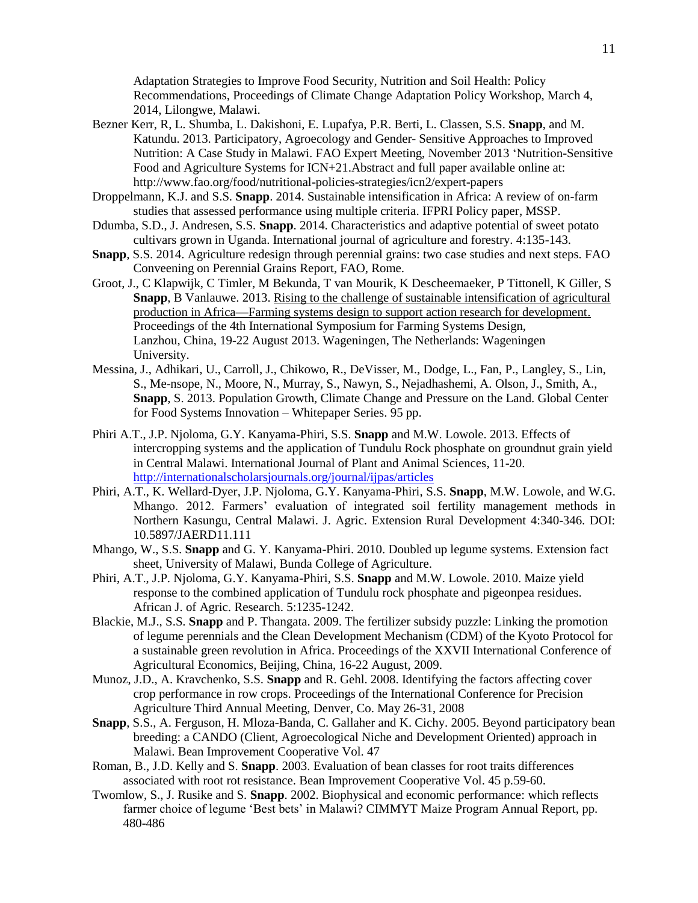Adaptation Strategies to Improve Food Security, Nutrition and Soil Health: Policy Recommendations, Proceedings of Climate Change Adaptation Policy Workshop, March 4, 2014, Lilongwe, Malawi.

Bezner Kerr, R, L. Shumba, L. Dakishoni, E. Lupafya, P.R. Berti, L. Classen, S.S. **Snapp**, and M. Katundu. 2013. Participatory, Agroecology and Gender- Sensitive Approaches to Improved Nutrition: A Case Study in Malawi. FAO Expert Meeting, November 2013 'Nutrition-Sensitive Food and Agriculture Systems for ICN+21.Abstract and full paper available online at: http://www.fao.org/food/nutritional-policies-strategies/icn2/expert-papers

Droppelmann, K.J. and S.S. **Snapp**. 2014. Sustainable intensification in Africa: A review of on-farm studies that assessed performance using multiple criteria. IFPRI Policy paper, MSSP.

Ddumba, S.D., J. Andresen, S.S. **Snapp**. 2014. Characteristics and adaptive potential of sweet potato cultivars grown in Uganda. International journal of agriculture and forestry. 4:135-143.

**Snapp**, S.S. 2014. Agriculture redesign through perennial grains: two case studies and next steps. FAO Conveening on Perennial Grains Report, FAO, Rome.

Groot, J., C Klapwijk, C Timler, M Bekunda, T van Mourik, K Descheemaeker, P Tittonell, K Giller, S **Snapp**, B Vanlauwe. 2013. Rising to the challenge of sustainable intensification of agricultural production in Africa—Farming systems design to support action research for development. Proceedings of the 4th International Symposium for Farming Systems Design, Lanzhou, China, 19-22 August 2013. Wageningen, The Netherlands: Wageningen University.

Messina, J., Adhikari, U., Carroll, J., Chikowo, R., DeVisser, M., Dodge, L., Fan, P., Langley, S., Lin, S., Me-nsope, N., Moore, N., Murray, S., Nawyn, S., Nejadhashemi, A. Olson, J., Smith, A., **Snapp**, S. 2013. Population Growth, Climate Change and Pressure on the Land. Global Center for Food Systems Innovation – Whitepaper Series. 95 pp.

Phiri A.T., J.P. Njoloma, G.Y. Kanyama-Phiri, S.S. **Snapp** and M.W. Lowole. 2013. Effects of intercropping systems and the application of Tundulu Rock phosphate on groundnut grain yield in Central Malawi. International Journal of Plant and Animal Sciences, 11-20. http://internationalscholarsjournals.org/journal/ijpas/articles

Phiri, A.T., K. Wellard-Dyer, J.P. Njoloma, G.Y. Kanyama-Phiri, S.S. **Snapp**, M.W. Lowole, and W.G. Mhango. 2012. Farmers' evaluation of integrated soil fertility management methods in Northern Kasungu, Central Malawi. J. Agric. Extension Rural Development 4:340-346. DOI: 10.5897/JAERD11.111

Mhango, W., S.S. **Snapp** and G. Y. Kanyama-Phiri. 2010. Doubled up legume systems. Extension fact sheet, University of Malawi, Bunda College of Agriculture.

Phiri, A.T., J.P. Njoloma, G.Y. Kanyama-Phiri, S.S. **Snapp** and M.W. Lowole. 2010. Maize yield response to the combined application of Tundulu rock phosphate and pigeonpea residues. African J. of Agric. Research. 5:1235-1242.

Blackie, M.J., S.S. **Snapp** and P. Thangata. 2009. The fertilizer subsidy puzzle: Linking the promotion of legume perennials and the Clean Development Mechanism (CDM) of the Kyoto Protocol for a sustainable green revolution in Africa. Proceedings of the XXVII International Conference of Agricultural Economics, Beijing, China, 16-22 August, 2009.

Munoz, J.D., A. Kravchenko, S.S. **Snapp** and R. Gehl. 2008. Identifying the factors affecting cover crop performance in row crops. Proceedings of the International Conference for Precision Agriculture Third Annual Meeting, Denver, Co. May 26-31, 2008

**Snapp**, S.S., A. Ferguson, H. Mloza-Banda, C. Gallaher and K. Cichy. 2005. Beyond participatory bean breeding: a CANDO (Client, Agroecological Niche and Development Oriented) approach in Malawi. Bean Improvement Cooperative Vol. 47

Roman, B., J.D. Kelly and S. **Snapp**. 2003. Evaluation of bean classes for root traits differences associated with root rot resistance. Bean Improvement Cooperative Vol. 45 p.59-60.

Twomlow, S., J. Rusike and S. **Snapp**. 2002. Biophysical and economic performance: which reflects farmer choice of legume 'Best bets' in Malawi? CIMMYT Maize Program Annual Report, pp. 480-486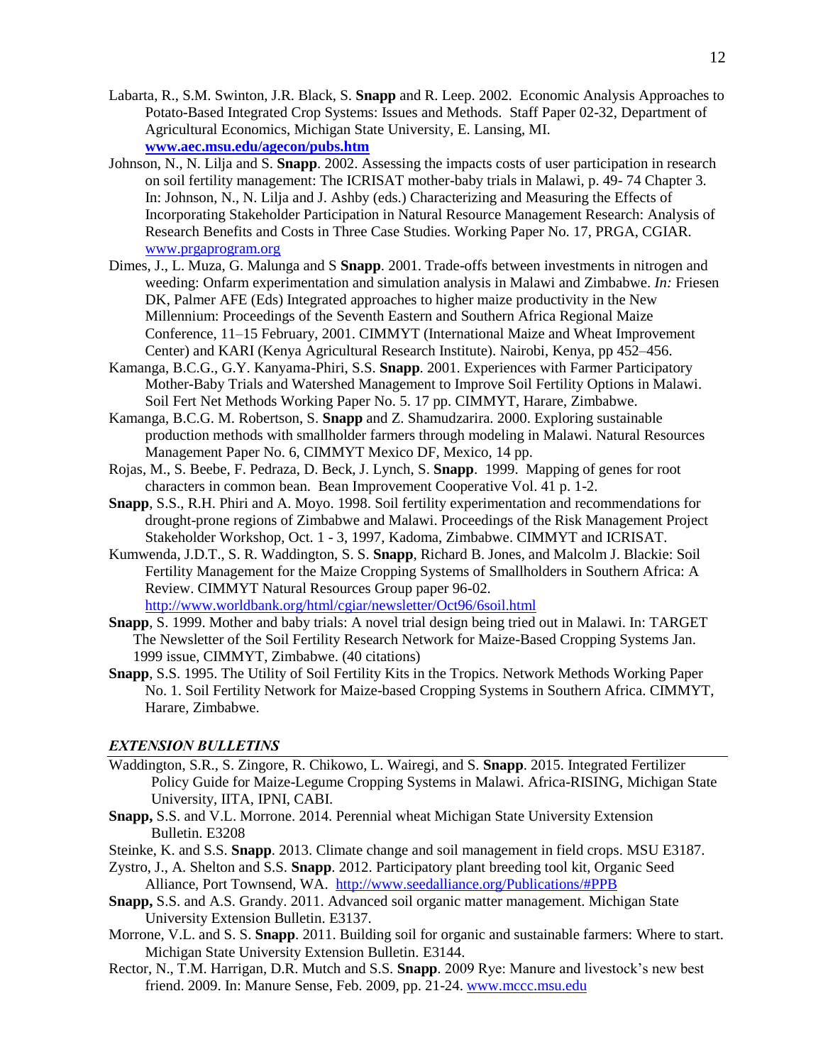Labarta, R., S.M. Swinton, J.R. Black, S. **Snapp** and R. Leep. 2002. Economic Analysis Approaches to Potato-Based Integrated Crop Systems: Issues and Methods. Staff Paper 02-32, Department of Agricultural Economics, Michigan State University, E. Lansing, MI. **www.aec.msu.edu/agecon/pubs.htm**

Johnson, N., N. Lilja and S. **Snapp**. 2002. Assessing the impacts costs of user participation in research on soil fertility management: The ICRISAT mother-baby trials in Malawi, p. 49- 74 Chapter 3. In: Johnson, N., N. Lilja and J. Ashby (eds.) Characterizing and Measuring the Effects of Incorporating Stakeholder Participation in Natural Resource Management Research: Analysis of Research Benefits and Costs in Three Case Studies. Working Paper No. 17, PRGA, CGIAR. www.prgaprogram.org

Dimes, J., L. Muza, G. Malunga and S **Snapp**. 2001. Trade-offs between investments in nitrogen and weeding: Onfarm experimentation and simulation analysis in Malawi and Zimbabwe. *In:* Friesen DK, Palmer AFE (Eds) Integrated approaches to higher maize productivity in the New Millennium: Proceedings of the Seventh Eastern and Southern Africa Regional Maize Conference, 11–15 February, 2001. CIMMYT (International Maize and Wheat Improvement Center) and KARI (Kenya Agricultural Research Institute). Nairobi, Kenya, pp 452–456.

Kamanga, B.C.G., G.Y. Kanyama-Phiri, S.S. **Snapp**. 2001. Experiences with Farmer Participatory Mother-Baby Trials and Watershed Management to Improve Soil Fertility Options in Malawi. Soil Fert Net Methods Working Paper No. 5. 17 pp. CIMMYT, Harare, Zimbabwe.

Kamanga, B.C.G M. Robertson, S. **Snapp** and Z. Shamudzarira. 2000. Exploring sustainable production methods with smallholder farmers through modeling in Malawi. Natural Resources Management Paper No. 6, CIMMYT Mexico DF, Mexico, 14 pp.

Rojas, M., S. Beebe, F. Pedraza, D. Beck, J. Lynch, S. **Snapp**. 1999. Mapping of genes for root characters in common bean. Bean Improvement Cooperative Vol. 41 p. 1-2.

**Snapp**, S.S., R.H. Phiri and A. Moyo. 1998. Soil fertility experimentation and recommendations for drought-prone regions of Zimbabwe and Malawi. Proceedings of the Risk Management Project Stakeholder Workshop, Oct. 1 - 3, 1997, Kadoma, Zimbabwe. CIMMYT and ICRISAT.

Kumwenda, J.D.T., S. R. Waddington, S. S. **Snapp**, Richard B. Jones, and Malcolm J. Blackie: Soil Fertility Management for the Maize Cropping Systems of Smallholders in Southern Africa: A Review. CIMMYT Natural Resources Group paper 96-02. http://www.worldbank.org/html/cgiar/newsletter/Oct96/6soil.html

**Snapp**, S. 1999. Mother and baby trials: A novel trial design being tried out in Malawi. In: TARGET The Newsletter of the Soil Fertility Research Network for Maize-Based Cropping Systems Jan. 1999 issue, CIMMYT, Zimbabwe. (40 citations)

**Snapp**, S.S. 1995. The Utility of Soil Fertility Kits in the Tropics. Network Methods Working Paper No. 1. Soil Fertility Network for Maize-based Cropping Systems in Southern Africa. CIMMYT, Harare, Zimbabwe.

## *EXTENSION BULLETINS*

Waddington, S.R., S. Zingore, R. Chikowo, L. Wairegi, and S. **Snapp**. 2015. Integrated Fertilizer Policy Guide for Maize-Legume Cropping Systems in Malawi. Africa-RISING, Michigan State University, IITA, IPNI, CABI.

**Snapp,** S.S. and V.L. Morrone. 2014. Perennial wheat Michigan State University Extension Bulletin. E3208

Steinke, K. and S.S. **Snapp**. 2013. Climate change and soil management in field crops. MSU E3187.

Zystro, J., A. Shelton and S.S. **Snapp**. 2012. Participatory plant breeding tool kit, Organic Seed Alliance, Port Townsend, WA. http://www.seedalliance.org/Publications/#PPB

**Snapp,** S.S. and A.S. Grandy. 2011. Advanced soil organic matter management. Michigan State University Extension Bulletin. E3137.

Morrone, V.L. and S. S. **Snapp**. 2011. Building soil for organic and sustainable farmers: Where to start. Michigan State University Extension Bulletin. E3144.

Rector, N., T.M. Harrigan, D.R. Mutch and S.S. **Snapp**. 2009 Rye: Manure and livestock's new best friend. 2009. In: Manure Sense, Feb. 2009, pp. 21-24. www.mccc.msu.edu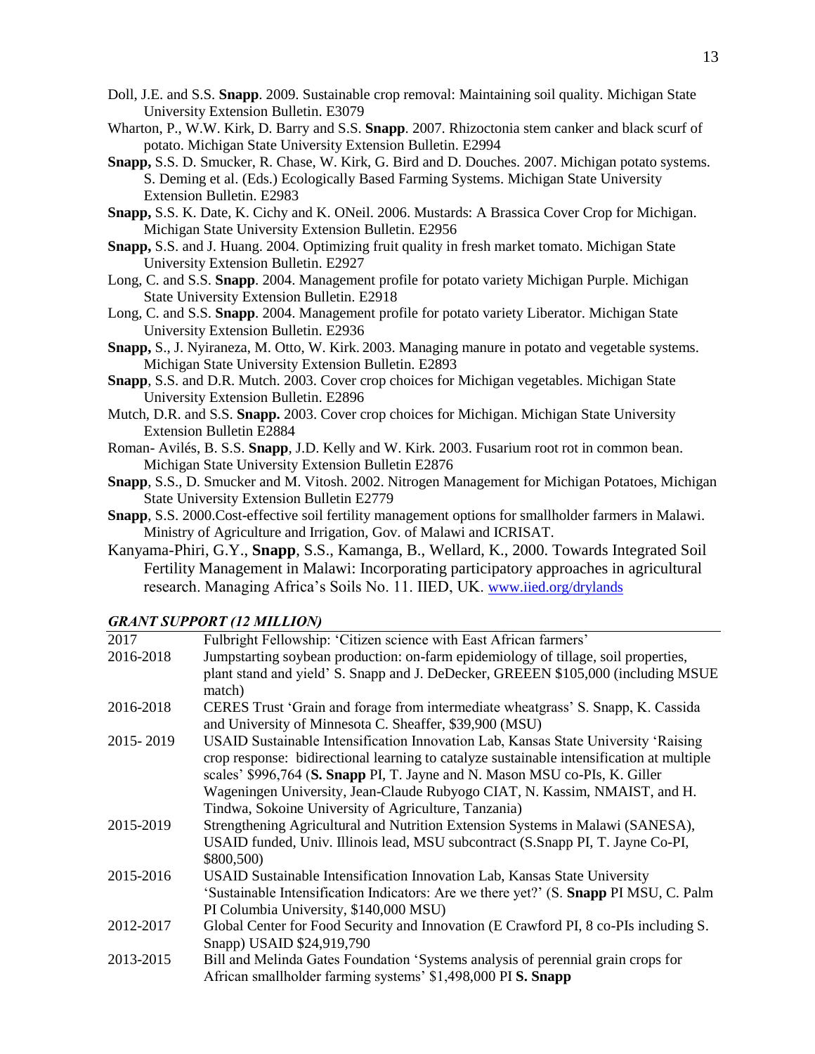Doll, J.E. and S.S. **Snapp**. 2009. Sustainable crop removal: Maintaining soil quality. Michigan State University Extension Bulletin. E3079

Wharton, P., W.W. Kirk, D. Barry and S.S. **Snapp**. 2007. Rhizoctonia stem canker and black scurf of potato. Michigan State University Extension Bulletin. E2994

**Snapp,** S.S. D. Smucker, R. Chase, W. Kirk, G. Bird and D. Douches. 2007. Michigan potato systems. S. Deming et al. (Eds.) Ecologically Based Farming Systems. Michigan State University Extension Bulletin. E2983

**Snapp,** S.S. K. Date, K. Cichy and K. ONeil. 2006. Mustards: A Brassica Cover Crop for Michigan. Michigan State University Extension Bulletin. E2956

**Snapp,** S.S. and J. Huang. 2004. Optimizing fruit quality in fresh market tomato. Michigan State University Extension Bulletin. E2927

Long, C. and S.S. **Snapp**. 2004. Management profile for potato variety Michigan Purple. Michigan State University Extension Bulletin. E2918

Long, C. and S.S. **Snapp**. 2004. Management profile for potato variety Liberator. Michigan State University Extension Bulletin. E2936

**Snapp,** S., J. Nyiraneza, M. Otto, W. Kirk. 2003. Managing manure in potato and vegetable systems. Michigan State University Extension Bulletin. E2893

**Snapp**, S.S. and D.R. Mutch. 2003. Cover crop choices for Michigan vegetables. Michigan State University Extension Bulletin. E2896

Mutch, D.R. and S.S. **Snapp.** 2003. Cover crop choices for Michigan. Michigan State University Extension Bulletin E2884

Roman- Avilés, B. S.S. **Snapp**, J.D. Kelly and W. Kirk. 2003. Fusarium root rot in common bean. Michigan State University Extension Bulletin E2876

**Snapp**, S.S., D. Smucker and M. Vitosh. 2002. Nitrogen Management for Michigan Potatoes, Michigan State University Extension Bulletin E2779

**Snapp**, S.S. 2000.Cost-effective soil fertility management options for smallholder farmers in Malawi. Ministry of Agriculture and Irrigation, Gov. of Malawi and ICRISAT.

Kanyama-Phiri, G.Y., **Snapp**, S.S., Kamanga, B., Wellard, K., 2000. Towards Integrated Soil Fertility Management in Malawi: Incorporating participatory approaches in agricultural research. Managing Africa's Soils No. 11. IIED, UK. www.iied.org/drylands

### *GRANT SUPPORT (12 MILLION)*

| | |
|---|---|
| 2017 | Fulbright Fellowship: 'Citizen science with East African farmers' |
| 2016-2018 | Jumpstarting soybean production: on-farm epidemiology of tillage, soil properties, plant stand and yield' S. Snapp and J. DeDecker, GREEEN $105,000 (including MSUE match) |
| 2016-2018 | CERES Trust 'Grain and forage from intermediate wheatgrass' S. Snapp, K. Cassida and University of Minnesota C. Sheaffer, $39,900 (MSU) |
| 2015- 2019 | USAID Sustainable Intensification Innovation Lab, Kansas State University 'Raising crop response: bidirectional learning to catalyze sustainable intensification at multiple scales' $996,764 (**S. Snapp** PI, T. Jayne and N. Mason MSU co-PIs, K. Giller Wageningen University, Jean-Claude Rubyogo CIAT, N. Kassim, NMAIST, and H. Tindwa, Sokoine University of Agriculture, Tanzania) |
| 2015-2019 | Strengthening Agricultural and Nutrition Extension Systems in Malawi (SANESA), USAID funded, Univ. Illinois lead, MSU subcontract (S.Snapp PI, T. Jayne Co-PI, $800,500) |
| 2015-2016 | USAID Sustainable Intensification Innovation Lab, Kansas State University 'Sustainable Intensification Indicators: Are we there yet?' (S. **Snapp** PI MSU, C. Palm PI Columbia University, $140,000 MSU) |
| 2012-2017 | Global Center for Food Security and Innovation (E Crawford PI, 8 co-PIs including S. Snapp) USAID $24,919,790 |
| 2013-2015 | Bill and Melinda Gates Foundation 'Systems analysis of perennial grain crops for African smallholder farming systems' $1,498,000 PI **S. Snapp** |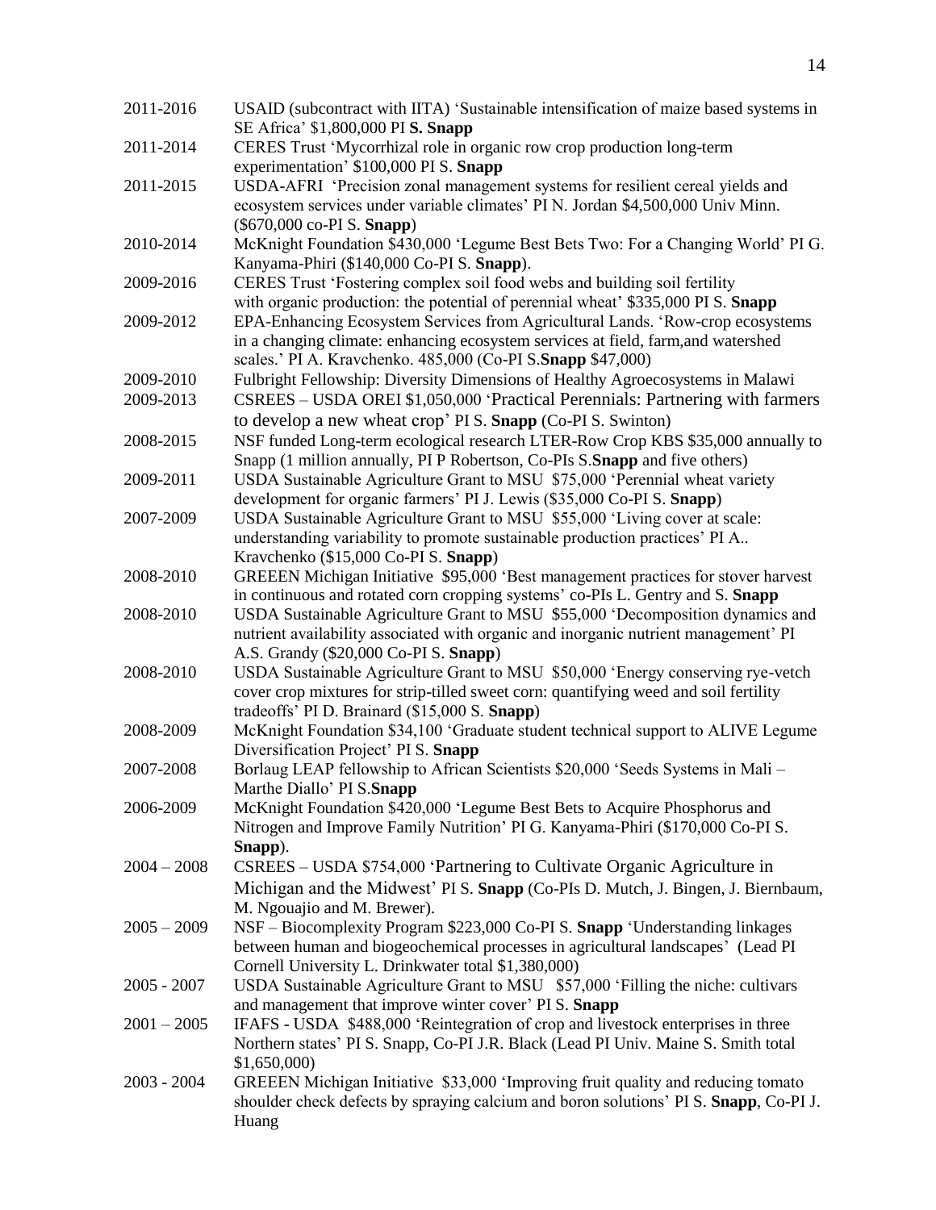| | |
|---|---|
| 2011-2016 | USAID (subcontract with IITA) 'Sustainable intensification of maize based systems in SE Africa' $1,800,000 PI **S. Snapp** |
| 2011-2014 | CERES Trust 'Mycorrhizal role in organic row crop production long-term experimentation' $100,000 PI S. **Snapp** |
| 2011-2015 | USDA-AFRI 'Precision zonal management systems for resilient cereal yields and ecosystem services under variable climates' PI N. Jordan $4,500,000 Univ Minn. ($670,000 co-PI S. **Snapp**) |
| 2010-2014 | McKnight Foundation $430,000 'Legume Best Bets Two: For a Changing World' PI G. Kanyama-Phiri ($140,000 Co-PI S. **Snapp**). |
| 2009-2016 | CERES Trust 'Fostering complex soil food webs and building soil fertility with organic production: the potential of perennial wheat' $335,000 PI S. **Snapp** |
| 2009-2012 | EPA-Enhancing Ecosystem Services from Agricultural Lands. 'Row-crop ecosystems in a changing climate: enhancing ecosystem services at field, farm,and watershed scales.' PI A. Kravchenko. 485,000 (Co-PI S.**Snapp** $47,000) |
| 2009-2010 | Fulbright Fellowship: Diversity Dimensions of Healthy Agroecosystems in Malawi |
| 2009-2013 | CSREES – USDA OREI $1,050,000 'Practical Perennials: Partnering with farmers to develop a new wheat crop' PI S. **Snapp** (Co-PI S. Swinton) |
| 2008-2015 | NSF funded Long-term ecological research LTER-Row Crop KBS $35,000 annually to Snapp (1 million annually, PI P Robertson, Co-PIs S.**Snapp** and five others) |
| 2009-2011 | USDA Sustainable Agriculture Grant to MSU $75,000 'Perennial wheat variety development for organic farmers' PI J. Lewis ($35,000 Co-PI S. **Snapp**) |
| 2007-2009 | USDA Sustainable Agriculture Grant to MSU $55,000 'Living cover at scale: understanding variability to promote sustainable production practices' PI A.. Kravchenko ($15,000 Co-PI S. **Snapp**) |
| 2008-2010 | GREEEN Michigan Initiative $95,000 'Best management practices for stover harvest in continuous and rotated corn cropping systems' co-PIs L. Gentry and S. **Snapp** |
| 2008-2010 | USDA Sustainable Agriculture Grant to MSU $55,000 'Decomposition dynamics and nutrient availability associated with organic and inorganic nutrient management' PI A.S. Grandy ($20,000 Co-PI S. **Snapp**) |
| 2008-2010 | USDA Sustainable Agriculture Grant to MSU $50,000 'Energy conserving rye-vetch cover crop mixtures for strip-tilled sweet corn: quantifying weed and soil fertility tradeoffs' PI D. Brainard ($15,000 S. **Snapp**) |
| 2008-2009 | McKnight Foundation $34,100 'Graduate student technical support to ALIVE Legume Diversification Project' PI S. **Snapp** |
| 2007-2008 | Borlaug LEAP fellowship to African Scientists $20,000 'Seeds Systems in Mali – Marthe Diallo' PI S.**Snapp** |
| 2006-2009 | McKnight Foundation $420,000 'Legume Best Bets to Acquire Phosphorus and Nitrogen and Improve Family Nutrition' PI G. Kanyama-Phiri ($170,000 Co-PI S. **Snapp**). |
| 2004 – 2008 | CSREES – USDA $754,000 'Partnering to Cultivate Organic Agriculture in Michigan and the Midwest' PI S. **Snapp** (Co-PIs D. Mutch, J. Bingen, J. Biernbaum, M. Ngouajio and M. Brewer). |
| 2005 – 2009 | NSF – Biocomplexity Program $223,000 Co-PI S. **Snapp** 'Understanding linkages between human and biogeochemical processes in agricultural landscapes' (Lead PI Cornell University L. Drinkwater total $1,380,000) |
| 2005 - 2007 | USDA Sustainable Agriculture Grant to MSU $57,000 'Filling the niche: cultivars and management that improve winter cover' PI S. **Snapp** |
| 2001 – 2005 | IFAFS - USDA $488,000 'Reintegration of crop and livestock enterprises in three Northern states' PI S. Snapp, Co-PI J.R. Black (Lead PI Univ. Maine S. Smith total $1,650,000) |
| 2003 - 2004 | GREEEN Michigan Initiative $33,000 'Improving fruit quality and reducing tomato shoulder check defects by spraying calcium and boron solutions' PI S. **Snapp**, Co-PI J. Huang |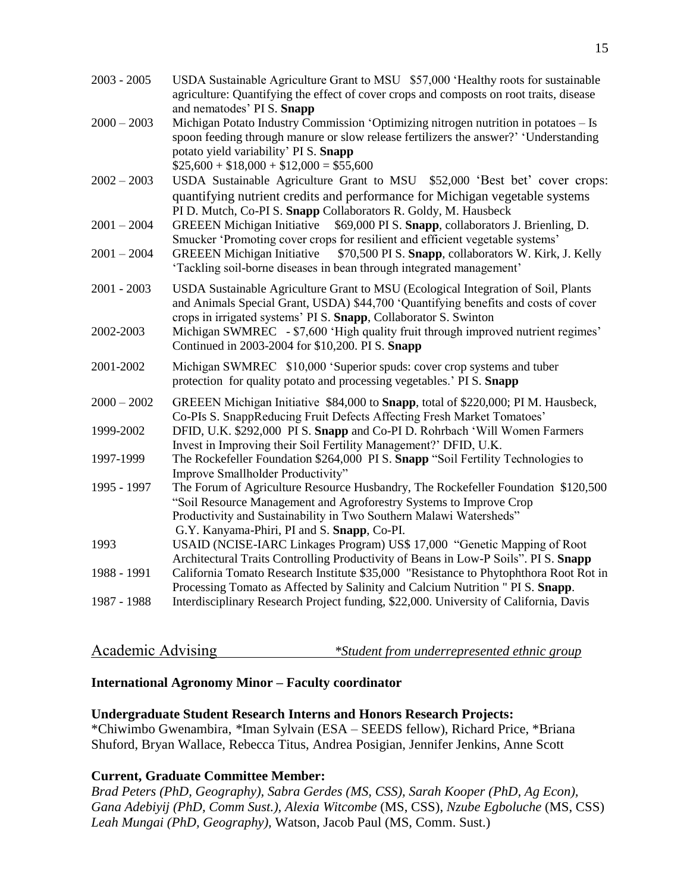2003 - 2005 USDA Sustainable Agriculture Grant to MSU $57,000 'Healthy roots for sustainable agriculture: Quantifying the effect of cover crops and composts on root traits, disease and nematodes' PI S. **Snapp**

2000 – 2003 Michigan Potato Industry Commission 'Optimizing nitrogen nutrition in potatoes – Is spoon feeding through manure or slow release fertilizers the answer?' 'Understanding potato yield variability' PI S. **Snapp**
$25,600 + $18,000 + $12,000 = $55,600

2002 – 2003 USDA Sustainable Agriculture Grant to MSU $52,000 'Best bet' cover crops: quantifying nutrient credits and performance for Michigan vegetable systems PI D. Mutch, Co-PI S. **Snapp** Collaborators R. Goldy, M. Hausbeck

2001 – 2004 GREEEN Michigan Initiative $69,000 PI S. **Snapp**, collaborators J. Brienling, D. Smucker 'Promoting cover crops for resilient and efficient vegetable systems'

2001 – 2004 GREEEN Michigan Initiative $70,500 PI S. **Snapp**, collaborators W. Kirk, J. Kelly 'Tackling soil-borne diseases in bean through integrated management'

2001 - 2003 USDA Sustainable Agriculture Grant to MSU (Ecological Integration of Soil, Plants and Animals Special Grant, USDA) $44,700 'Quantifying benefits and costs of cover crops in irrigated systems' PI S. **Snapp**, Collaborator S. Swinton

2002-2003 Michigan SWMREC - $7,600 'High quality fruit through improved nutrient regimes' Continued in 2003-2004 for $10,200. PI S. **Snapp**

2001-2002 Michigan SWMREC $10,000 'Superior spuds: cover crop systems and tuber protection for quality potato and processing vegetables.' PI S. **Snapp**

2000 – 2002 GREEEN Michigan Initiative $84,000 to **Snapp**, total of $220,000; PI M. Hausbeck, Co-PIs S. SnappReducing Fruit Defects Affecting Fresh Market Tomatoes'

1999-2002 DFID, U.K. $292,000 PI S. **Snapp** and Co-PI D. Rohrbach 'Will Women Farmers Invest in Improving their Soil Fertility Management?' DFID, U.K.

1997-1999 The Rockefeller Foundation $264,000 PI S. **Snapp** "Soil Fertility Technologies to Improve Smallholder Productivity"

1995 - 1997 The Forum of Agriculture Resource Husbandry, The Rockefeller Foundation $120,500 "Soil Resource Management and Agroforestry Systems to Improve Crop Productivity and Sustainability in Two Southern Malawi Watersheds" G.Y. Kanyama-Phiri, PI and S. **Snapp**, Co-PI.

1993 USAID (NCISE-IARC Linkages Program) US$ 17,000 "Genetic Mapping of Root Architectural Traits Controlling Productivity of Beans in Low-P Soils". PI S. **Snapp**

1988 - 1991 California Tomato Research Institute $35,000 "Resistance to Phytophthora Root Rot in Processing Tomato as Affected by Salinity and Calcium Nutrition " PI S. **Snapp**.

1987 - 1988 Interdisciplinary Research Project funding, $22,000. University of California, Davis

## Academic Advising

*\*Student from underrepresented ethnic group*

**International Agronomy Minor – Faculty coordinator**

**Undergraduate Student Research Interns and Honors Research Projects:**
*Chiwimbo Gwenambira, *Iman Sylvain (ESA – SEEDS fellow), Richard Price, *Briana Shuford, Bryan Wallace, Rebecca Titus, Andrea Posigian, Jennifer Jenkins, Anne Scott

**Current, Graduate Committee Member:**
*Brad Peters (PhD, Geography), Sabra Gerdes (MS, CSS), Sarah Kooper (PhD, Ag Econ), Gana Adebiyij (PhD, Comm Sust.), Alexia Witcombe* (MS, CSS), *Nzube Egboluche* (MS, CSS) *Leah Mungai (PhD, Geography),* Watson, Jacob Paul (MS, Comm. Sust.)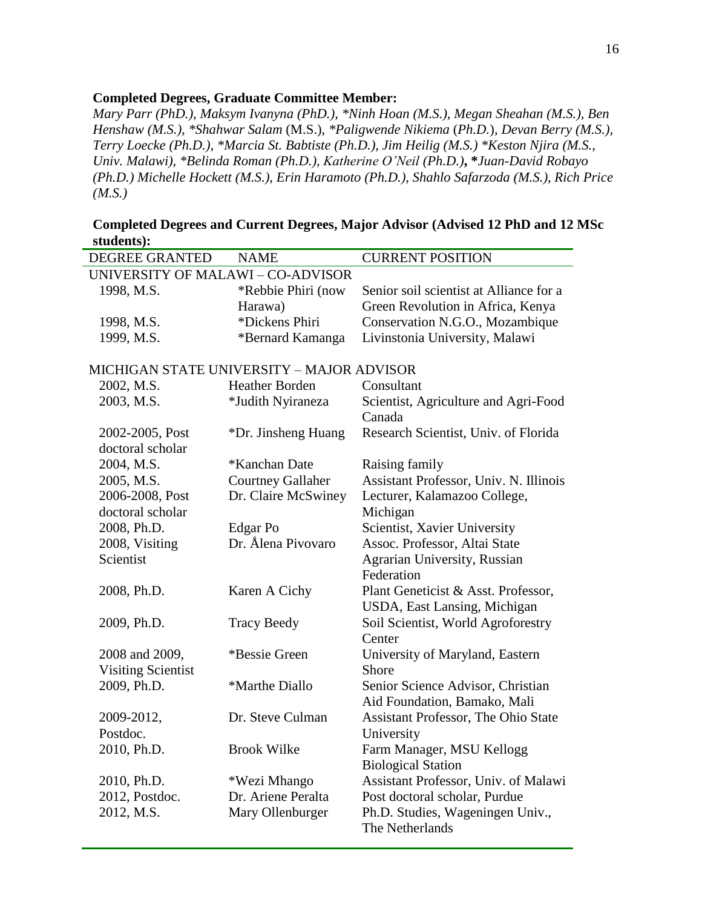**Completed Degrees, Graduate Committee Member:**

*Mary Parr (PhD.), Maksym Ivanyna (PhD.), *Ninh Hoan (M.S.), Megan Sheahan (M.S.), Ben Henshaw (M.S.), *Shahwar Salam* (M.S.), **Paligwende Nikiema* (*Ph.D.*), *Devan Berry (M.S.), Terry Loecke (Ph.D.), *Marcia St. Babtiste (Ph.D.), Jim Heilig (M.S.) *Keston Njira (M.S., Univ. Malawi), *Belinda Roman (Ph.D.), Katherine O'Neil (Ph.D.)*, ****Juan-David Robayo* *(Ph.D.) Michelle Hockett (M.S.), Erin Haramoto (Ph.D.), Shahlo Safarzoda (M.S.), Rich Price (M.S.)*

**Completed Degrees and Current Degrees, Major Advisor (Advised 12 PhD and 12 MSc students):**

| DEGREE GRANTED | NAME | CURRENT POSITION |
|---|---|---|
| UNIVERSITY OF MALAWI – CO-ADVISOR | | |
| 1998, M.S. | *Rebbie Phiri (now Harawa) | Senior soil scientist at Alliance for a Green Revolution in Africa, Kenya |
| 1998, M.S. | *Dickens Phiri | Conservation N.G.O., Mozambique |
| 1999, M.S. | *Bernard Kamanga | Livinstonia University, Malawi |
| MICHIGAN STATE UNIVERSITY – MAJOR ADVISOR | | |
| 2002, M.S. | Heather Borden | Consultant |
| 2003, M.S. | *Judith Nyiraneza | Scientist, Agriculture and Agri-Food Canada |
| 2002-2005, Post doctoral scholar | *Dr. Jinsheng Huang | Research Scientist, Univ. of Florida |
| 2004, M.S. | *Kanchan Date | Raising family |
| 2005, M.S. | Courtney Gallaher | Assistant Professor, Univ. N. Illinois |
| 2006-2008, Post doctoral scholar | Dr. Claire McSwiney | Lecturer, Kalamazoo College, Michigan |
| 2008, Ph.D. | Edgar Po | Scientist, Xavier University |
| 2008, Visiting Scientist | Dr. Ålena Pivovaro | Assoc. Professor, Altai State Agrarian University, Russian Federation |
| 2008, Ph.D. | Karen A Cichy | Plant Geneticist & Asst. Professor, USDA, East Lansing, Michigan |
| 2009, Ph.D. | Tracy Beedy | Soil Scientist, World Agroforestry Center |
| 2008 and 2009, Visiting Scientist | *Bessie Green | University of Maryland, Eastern Shore |
| 2009, Ph.D. | *Marthe Diallo | Senior Science Advisor, Christian Aid Foundation, Bamako, Mali |
| 2009-2012, Postdoc. | Dr. Steve Culman | Assistant Professor, The Ohio State University |
| 2010, Ph.D. | Brook Wilke | Farm Manager, MSU Kellogg Biological Station |
| 2010, Ph.D. | *Wezi Mhango | Assistant Professor, Univ. of Malawi |
| 2012, Postdoc. | Dr. Ariene Peralta | Post doctoral scholar, Purdue |
| 2012, M.S. | Mary Ollenburger | Ph.D. Studies, Wageningen Univ., The Netherlands |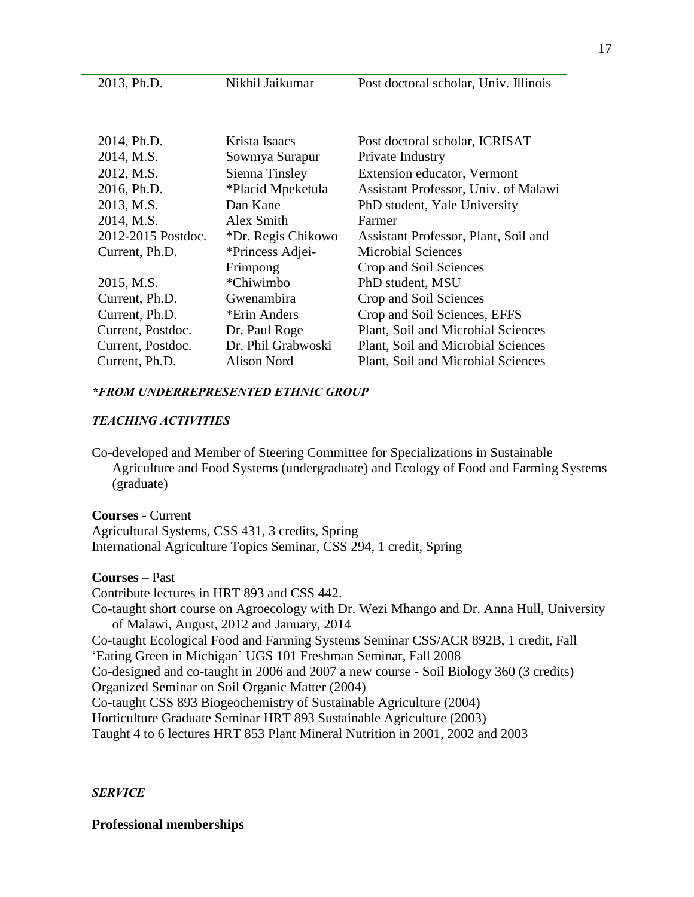| | | |
|---|---|---|
| 2013, Ph.D. | Nikhil Jaikumar | Post doctoral scholar, Univ. Illinois |
| 2014, Ph.D. | Krista Isaacs | Post doctoral scholar, ICRISAT |
| 2014, M.S. | Sowmya Surapur | Private Industry |
| 2012, M.S. | Sienna Tinsley | Extension educator, Vermont |
| 2016, Ph.D. | *Placid Mpeketula | Assistant Professor, Univ. of Malawi |
| 2013, M.S. | Dan Kane | PhD student, Yale University |
| 2014, M.S. | Alex Smith | Farmer |
| 2012-2015 Postdoc. | *Dr. Regis Chikowo | Assistant Professor, Plant, Soil and Microbial Sciences |
| Current, Ph.D. | *Princess Adjei-Frimpong | Crop and Soil Sciences |
| 2015, M.S. | *Chiwimbo | PhD student, MSU |
| Current, Ph.D. | Gwenambira | Crop and Soil Sciences |
| Current, Ph.D. | *Erin Anders | Crop and Soil Sciences, EFFS |
| Current, Postdoc. | Dr. Paul Roge | Plant, Soil and Microbial Sciences |
| Current, Postdoc. | Dr. Phil Grabwoski | Plant, Soil and Microbial Sciences |
| Current, Ph.D. | Alison Nord | Plant, Soil and Microbial Sciences |

***FROM UNDERREPRESENTED ETHNIC GROUP***

## *TEACHING ACTIVITIES*

Co-developed and Member of Steering Committee for Specializations in Sustainable Agriculture and Food Systems (undergraduate) and Ecology of Food and Farming Systems (graduate)

**Courses** - Current

Agricultural Systems, CSS 431, 3 credits, Spring
International Agriculture Topics Seminar, CSS 294, 1 credit, Spring

**Courses** – Past

Contribute lectures in HRT 893 and CSS 442.
Co-taught short course on Agroecology with Dr. Wezi Mhango and Dr. Anna Hull, University of Malawi, August, 2012 and January, 2014
Co-taught Ecological Food and Farming Systems Seminar CSS/ACR 892B, 1 credit, Fall
'Eating Green in Michigan' UGS 101 Freshman Seminar, Fall 2008
Co-designed and co-taught in 2006 and 2007 a new course - Soil Biology 360 (3 credits)
Organized Seminar on Soil Organic Matter (2004)
Co-taught CSS 893 Biogeochemistry of Sustainable Agriculture (2004)
Horticulture Graduate Seminar HRT 893 Sustainable Agriculture (2003)
Taught 4 to 6 lectures HRT 853 Plant Mineral Nutrition in 2001, 2002 and 2003

## *SERVICE*

**Professional memberships**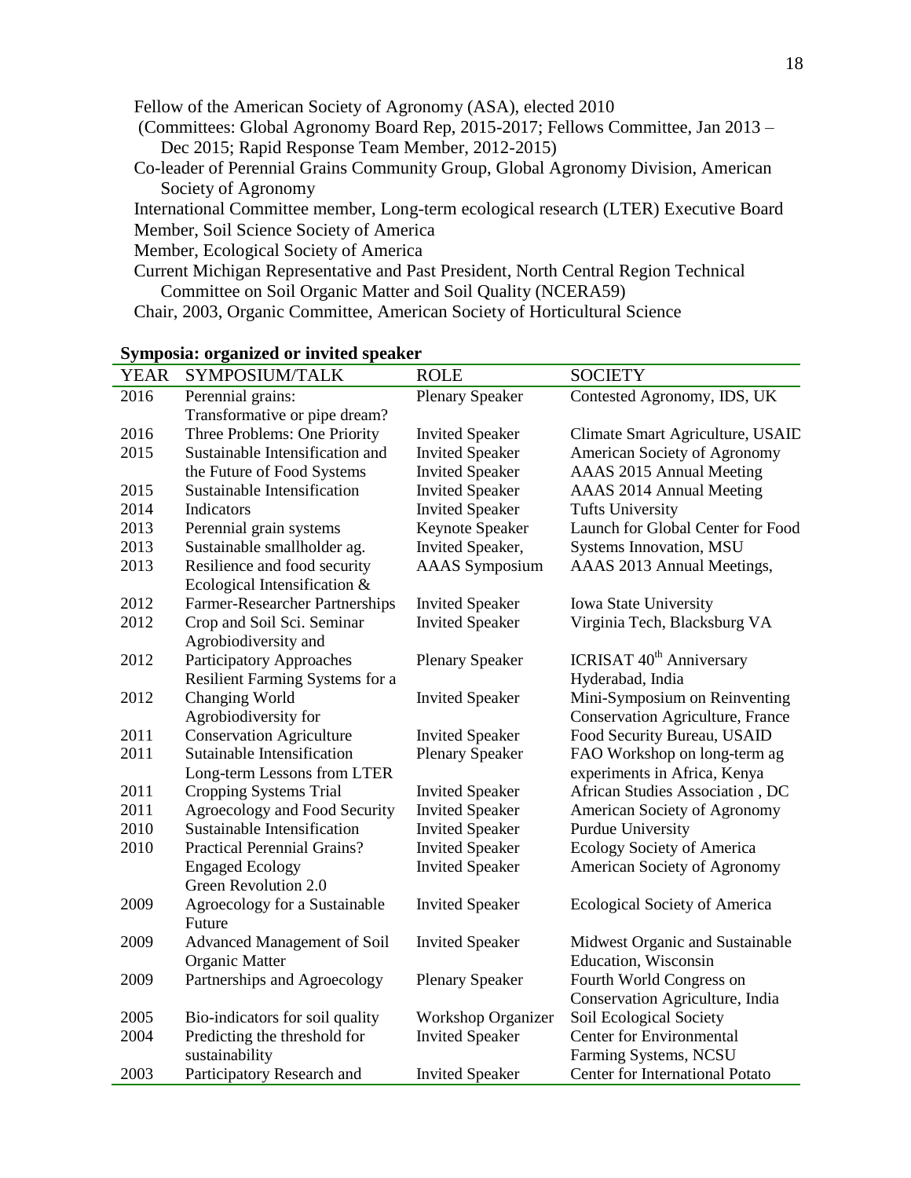Fellow of the American Society of Agronomy (ASA), elected 2010
(Committees: Global Agronomy Board Rep, 2015-2017; Fellows Committee, Jan 2013 – Dec 2015; Rapid Response Team Member, 2012-2015)
Co-leader of Perennial Grains Community Group, Global Agronomy Division, American Society of Agronomy
International Committee member, Long-term ecological research (LTER) Executive Board
Member, Soil Science Society of America
Member, Ecological Society of America
Current Michigan Representative and Past President, North Central Region Technical Committee on Soil Organic Matter and Soil Quality (NCERA59)
Chair, 2003, Organic Committee, American Society of Horticultural Science

**Symposia: organized or invited speaker**

| YEAR | SYMPOSIUM/TALK | ROLE | SOCIETY |
|---|---|---|---|
| 2016 | Perennial grains: Transformative or pipe dream? | Plenary Speaker | Contested Agronomy, IDS, UK |
| 2016 | Three Problems: One Priority | Invited Speaker | Climate Smart Agriculture, USAID |
| 2015 | Sustainable Intensification and | Invited Speaker | American Society of Agronomy |
| | the Future of Food Systems | Invited Speaker | AAAS 2015 Annual Meeting |
| 2015 | Sustainable Intensification | Invited Speaker | AAAS 2014 Annual Meeting |
| 2014 | Indicators | Invited Speaker | Tufts University |
| 2013 | Perennial grain systems | Keynote Speaker | Launch for Global Center for Food |
| 2013 | Sustainable smallholder ag. | Invited Speaker, | Systems Innovation, MSU |
| 2013 | Resilience and food security | AAAS Symposium | AAAS 2013 Annual Meetings, |
| | Ecological Intensification & | | |
| 2012 | Farmer-Researcher Partnerships | Invited Speaker | Iowa State University |
| 2012 | Crop and Soil Sci. Seminar | Invited Speaker | Virginia Tech, Blacksburg VA |
| | Agrobiodiversity and | | |
| 2012 | Participatory Approaches | Plenary Speaker | ICRISAT 40th Anniversary Hyderabad, India |
| | Resilient Farming Systems for a | | |
| 2012 | Changing World | Invited Speaker | Mini-Symposium on Reinventing Conservation Agriculture, France |
| | Agrobiodiversity for | | |
| 2011 | Conservation Agriculture | Invited Speaker | Food Security Bureau, USAID |
| 2011 | Sutainable Intensification | Plenary Speaker | FAO Workshop on long-term ag experiments in Africa, Kenya |
| | Long-term Lessons from LTER | | |
| 2011 | Cropping Systems Trial | Invited Speaker | African Studies Association , DC |
| 2011 | Agroecology and Food Security | Invited Speaker | American Society of Agronomy |
| 2010 | Sustainable Intensification | Invited Speaker | Purdue University |
| 2010 | Practical Perennial Grains? | Invited Speaker | Ecology Society of America |
| | Engaged Ecology | Invited Speaker | American Society of Agronomy |
| | Green Revolution 2.0 | | |
| 2009 | Agroecology for a Sustainable Future | Invited Speaker | Ecological Society of America |
| 2009 | Advanced Management of Soil Organic Matter | Invited Speaker | Midwest Organic and Sustainable Education, Wisconsin |
| 2009 | Partnerships and Agroecology | Plenary Speaker | Fourth World Congress on Conservation Agriculture, India |
| 2005 | Bio-indicators for soil quality | Workshop Organizer | Soil Ecological Society |
| 2004 | Predicting the threshold for sustainability | Invited Speaker | Center for Environmental Farming Systems, NCSU |
| 2003 | Participatory Research and | Invited Speaker | Center for International Potato |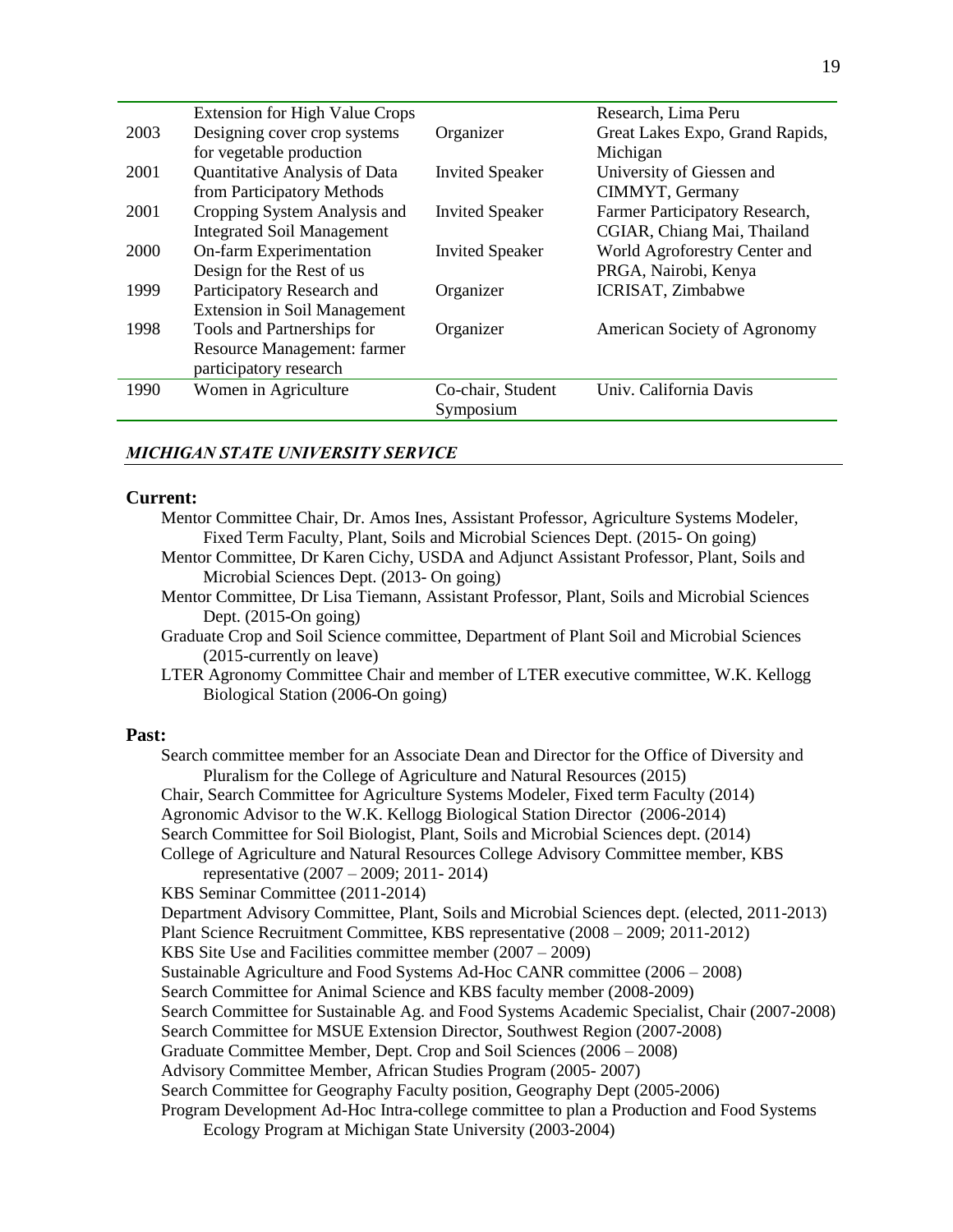| | | | |
|---|---|---|---|
| | Extension for High Value Crops | | Research, Lima Peru |
| 2003 | Designing cover crop systems for vegetable production | Organizer | Great Lakes Expo, Grand Rapids, Michigan |
| 2001 | Quantitative Analysis of Data from Participatory Methods | Invited Speaker | University of Giessen and CIMMYT, Germany |
| 2001 | Cropping System Analysis and Integrated Soil Management | Invited Speaker | Farmer Participatory Research, CGIAR, Chiang Mai, Thailand |
| 2000 | On-farm Experimentation Design for the Rest of us | Invited Speaker | World Agroforestry Center and PRGA, Nairobi, Kenya |
| 1999 | Participatory Research and Extension in Soil Management | Organizer | ICRISAT, Zimbabwe |
| 1998 | Tools and Partnerships for Resource Management: farmer participatory research | Organizer | American Society of Agronomy |
| 1990 | Women in Agriculture | Co-chair, Student Symposium | Univ. California Davis |

## *MICHIGAN STATE UNIVERSITY SERVICE*

### Current:

Mentor Committee Chair, Dr. Amos Ines, Assistant Professor, Agriculture Systems Modeler, Fixed Term Faculty, Plant, Soils and Microbial Sciences Dept. (2015- On going)

Mentor Committee, Dr Karen Cichy, USDA and Adjunct Assistant Professor, Plant, Soils and Microbial Sciences Dept. (2013- On going)

Mentor Committee, Dr Lisa Tiemann, Assistant Professor, Plant, Soils and Microbial Sciences Dept. (2015-On going)

Graduate Crop and Soil Science committee, Department of Plant Soil and Microbial Sciences (2015-currently on leave)

LTER Agronomy Committee Chair and member of LTER executive committee, W.K. Kellogg Biological Station (2006-On going)

### Past:

Search committee member for an Associate Dean and Director for the Office of Diversity and Pluralism for the College of Agriculture and Natural Resources (2015)

Chair, Search Committee for Agriculture Systems Modeler, Fixed term Faculty (2014)

Agronomic Advisor to the W.K. Kellogg Biological Station Director (2006-2014)

Search Committee for Soil Biologist, Plant, Soils and Microbial Sciences dept. (2014)

College of Agriculture and Natural Resources College Advisory Committee member, KBS representative (2007 – 2009; 2011- 2014)

KBS Seminar Committee (2011-2014)

Department Advisory Committee, Plant, Soils and Microbial Sciences dept. (elected, 2011-2013)

Plant Science Recruitment Committee, KBS representative (2008 – 2009; 2011-2012)

KBS Site Use and Facilities committee member (2007 – 2009)

Sustainable Agriculture and Food Systems Ad-Hoc CANR committee (2006 – 2008)

Search Committee for Animal Science and KBS faculty member (2008-2009)

Search Committee for Sustainable Ag. and Food Systems Academic Specialist, Chair (2007-2008)

Search Committee for MSUE Extension Director, Southwest Region (2007-2008)

Graduate Committee Member, Dept. Crop and Soil Sciences (2006 – 2008)

Advisory Committee Member, African Studies Program (2005- 2007)

Search Committee for Geography Faculty position, Geography Dept (2005-2006)

Program Development Ad-Hoc Intra-college committee to plan a Production and Food Systems Ecology Program at Michigan State University (2003-2004)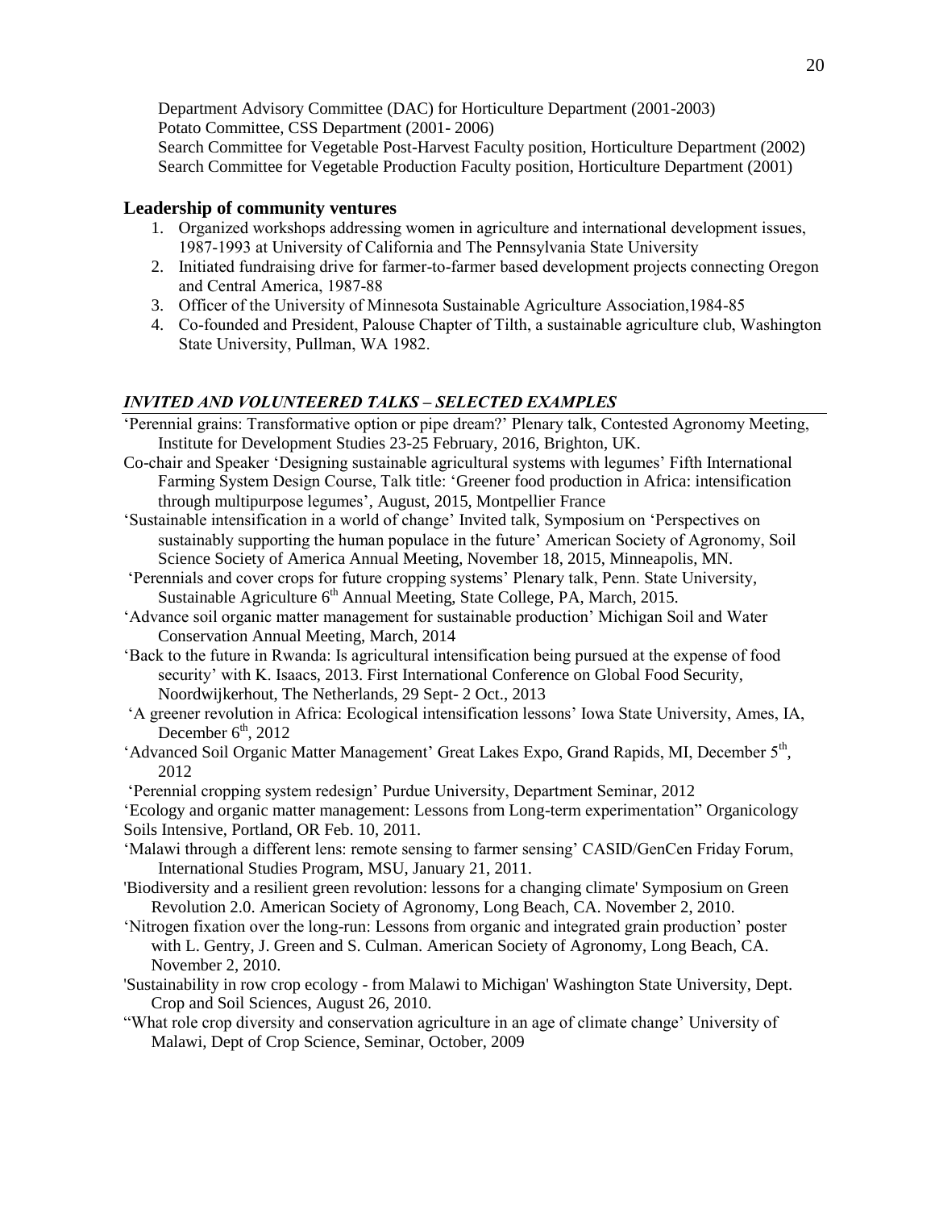Department Advisory Committee (DAC) for Horticulture Department (2001-2003)
Potato Committee, CSS Department (2001- 2006)
Search Committee for Vegetable Post-Harvest Faculty position, Horticulture Department (2002)
Search Committee for Vegetable Production Faculty position, Horticulture Department (2001)

### Leadership of community ventures

1. Organized workshops addressing women in agriculture and international development issues, 1987-1993 at University of California and The Pennsylvania State University
2. Initiated fundraising drive for farmer-to-farmer based development projects connecting Oregon and Central America, 1987-88
3. Officer of the University of Minnesota Sustainable Agriculture Association,1984-85
4. Co-founded and President, Palouse Chapter of Tilth, a sustainable agriculture club, Washington State University, Pullman, WA 1982.

### *INVITED AND VOLUNTEERED TALKS – SELECTED EXAMPLES*

'Perennial grains: Transformative option or pipe dream?' Plenary talk, Contested Agronomy Meeting, Institute for Development Studies 23-25 February, 2016, Brighton, UK.

Co-chair and Speaker 'Designing sustainable agricultural systems with legumes' Fifth International Farming System Design Course, Talk title: 'Greener food production in Africa: intensification through multipurpose legumes', August, 2015, Montpellier France

'Sustainable intensification in a world of change' Invited talk, Symposium on 'Perspectives on sustainably supporting the human populace in the future' American Society of Agronomy, Soil Science Society of America Annual Meeting, November 18, 2015, Minneapolis, MN.

'Perennials and cover crops for future cropping systems' Plenary talk, Penn. State University, Sustainable Agriculture 6th Annual Meeting, State College, PA, March, 2015.

'Advance soil organic matter management for sustainable production' Michigan Soil and Water Conservation Annual Meeting, March, 2014

'Back to the future in Rwanda: Is agricultural intensification being pursued at the expense of food security' with K. Isaacs, 2013. First International Conference on Global Food Security, Noordwijkerhout, The Netherlands, 29 Sept- 2 Oct., 2013

'A greener revolution in Africa: Ecological intensification lessons' Iowa State University, Ames, IA, December 6th, 2012

'Advanced Soil Organic Matter Management' Great Lakes Expo, Grand Rapids, MI, December 5th, 2012

'Perennial cropping system redesign' Purdue University, Department Seminar, 2012

'Ecology and organic matter management: Lessons from Long-term experimentation" Organicology Soils Intensive, Portland, OR Feb. 10, 2011.

'Malawi through a different lens: remote sensing to farmer sensing' CASID/GenCen Friday Forum, International Studies Program, MSU, January 21, 2011.

'Biodiversity and a resilient green revolution: lessons for a changing climate' Symposium on Green Revolution 2.0. American Society of Agronomy, Long Beach, CA. November 2, 2010.

'Nitrogen fixation over the long-run: Lessons from organic and integrated grain production' poster with L. Gentry, J. Green and S. Culman. American Society of Agronomy, Long Beach, CA. November 2, 2010.

'Sustainability in row crop ecology - from Malawi to Michigan' Washington State University, Dept. Crop and Soil Sciences, August 26, 2010.

"What role crop diversity and conservation agriculture in an age of climate change' University of Malawi, Dept of Crop Science, Seminar, October, 2009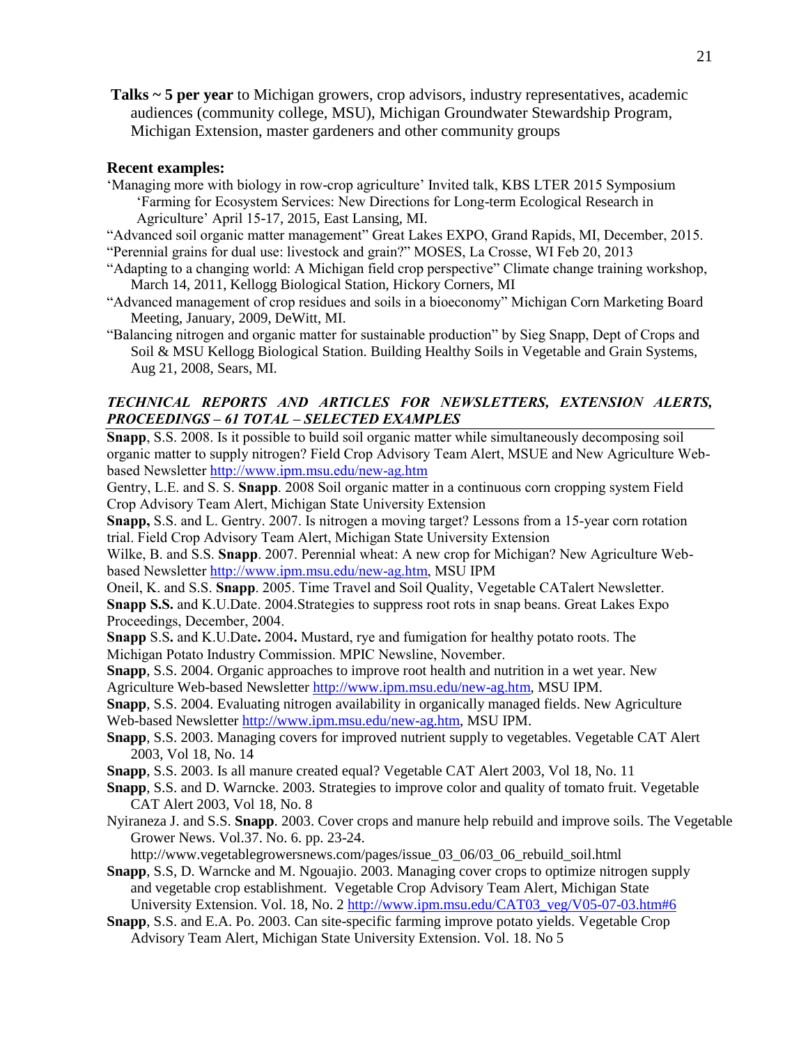**Talks ~ 5 per year** to Michigan growers, crop advisors, industry representatives, academic audiences (community college, MSU), Michigan Groundwater Stewardship Program, Michigan Extension, master gardeners and other community groups

**Recent examples:**

'Managing more with biology in row-crop agriculture' Invited talk, KBS LTER 2015 Symposium 'Farming for Ecosystem Services: New Directions for Long-term Ecological Research in Agriculture' April 15-17, 2015, East Lansing, MI.

"Advanced soil organic matter management" Great Lakes EXPO, Grand Rapids, MI, December, 2015.

"Perennial grains for dual use: livestock and grain?" MOSES, La Crosse, WI Feb 20, 2013

"Adapting to a changing world: A Michigan field crop perspective" Climate change training workshop, March 14, 2011, Kellogg Biological Station, Hickory Corners, MI

"Advanced management of crop residues and soils in a bioeconomy" Michigan Corn Marketing Board Meeting, January, 2009, DeWitt, MI.

"Balancing nitrogen and organic matter for sustainable production" by Sieg Snapp, Dept of Crops and Soil & MSU Kellogg Biological Station. Building Healthy Soils in Vegetable and Grain Systems, Aug 21, 2008, Sears, MI.

***TECHNICAL REPORTS AND ARTICLES FOR NEWSLETTERS, EXTENSION ALERTS, PROCEEDINGS – 61 TOTAL – SELECTED EXAMPLES***

**Snapp**, S.S. 2008. Is it possible to build soil organic matter while simultaneously decomposing soil organic matter to supply nitrogen? Field Crop Advisory Team Alert, MSUE and New Agriculture Web-based Newsletter http://www.ipm.msu.edu/new-ag.htm

Gentry, L.E. and S. S. **Snapp**. 2008 Soil organic matter in a continuous corn cropping system Field Crop Advisory Team Alert, Michigan State University Extension

**Snapp,** S.S. and L. Gentry. 2007. Is nitrogen a moving target? Lessons from a 15-year corn rotation trial. Field Crop Advisory Team Alert, Michigan State University Extension

Wilke, B. and S.S. **Snapp**. 2007. Perennial wheat: A new crop for Michigan? New Agriculture Web-based Newsletter http://www.ipm.msu.edu/new-ag.htm, MSU IPM

Oneil, K. and S.S. **Snapp**. 2005. Time Travel and Soil Quality, Vegetable CATalert Newsletter.

**Snapp S.S.** and K.U.Date. 2004.Strategies to suppress root rots in snap beans. Great Lakes Expo Proceedings, December, 2004.

**Snapp** S.S**.** and K.U.Date**.** 2004**.** Mustard, rye and fumigation for healthy potato roots. The Michigan Potato Industry Commission. MPIC Newsline, November.

**Snapp**, S.S. 2004. Organic approaches to improve root health and nutrition in a wet year. New Agriculture Web-based Newsletter http://www.ipm.msu.edu/new-ag.htm, MSU IPM.

**Snapp**, S.S. 2004. Evaluating nitrogen availability in organically managed fields. New Agriculture Web-based Newsletter http://www.ipm.msu.edu/new-ag.htm, MSU IPM.

**Snapp**, S.S. 2003. Managing covers for improved nutrient supply to vegetables. Vegetable CAT Alert 2003, Vol 18, No. 14

**Snapp**, S.S. 2003. Is all manure created equal? Vegetable CAT Alert 2003, Vol 18, No. 11

**Snapp**, S.S. and D. Warncke. 2003. Strategies to improve color and quality of tomato fruit. Vegetable CAT Alert 2003, Vol 18, No. 8

Nyiraneza J. and S.S. **Snapp**. 2003. Cover crops and manure help rebuild and improve soils. The Vegetable Grower News. Vol.37. No. 6. pp. 23-24. http://www.vegetablegrowersnews.com/pages/issue_03_06/03_06_rebuild_soil.html

**Snapp**, S.S, D. Warncke and M. Ngouajio. 2003. Managing cover crops to optimize nitrogen supply and vegetable crop establishment. Vegetable Crop Advisory Team Alert, Michigan State University Extension. Vol. 18, No. 2 http://www.ipm.msu.edu/CAT03_veg/V05-07-03.htm#6

**Snapp**, S.S. and E.A. Po. 2003. Can site-specific farming improve potato yields. Vegetable Crop Advisory Team Alert, Michigan State University Extension. Vol. 18. No 5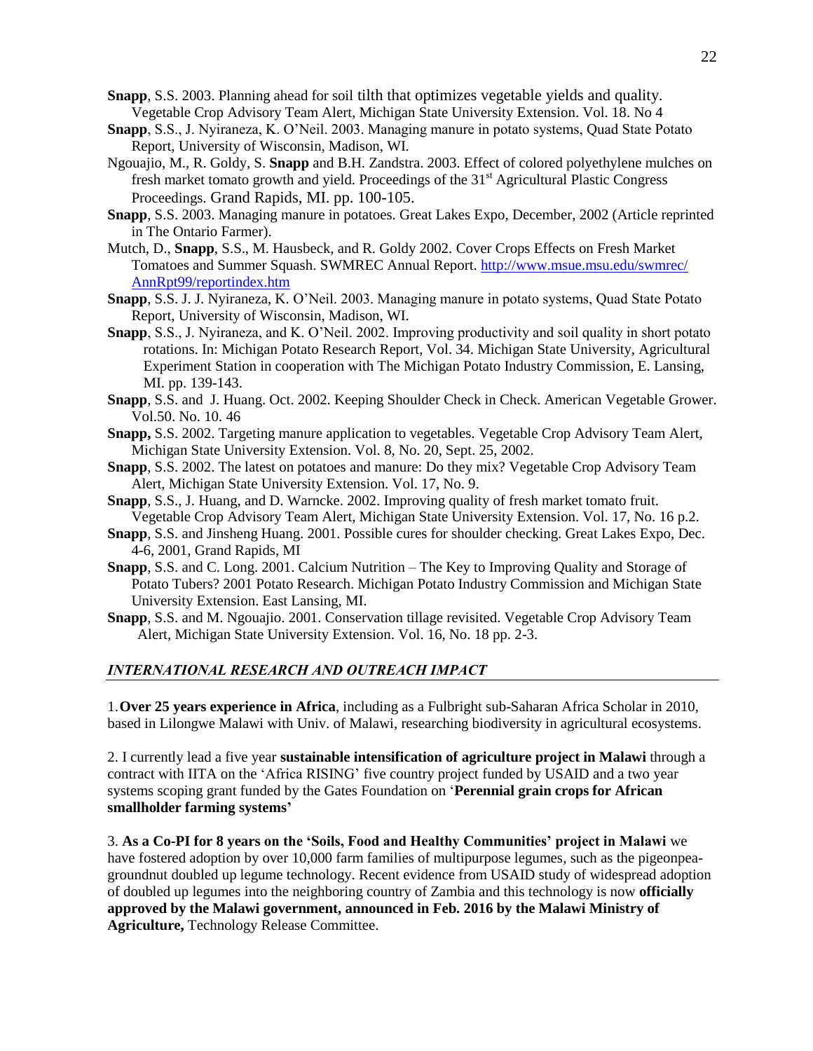**Snapp**, S.S. 2003. Planning ahead for soil tilth that optimizes vegetable yields and quality. Vegetable Crop Advisory Team Alert, Michigan State University Extension. Vol. 18. No 4

**Snapp**, S.S., J. Nyiraneza, K. O'Neil. 2003. Managing manure in potato systems, Quad State Potato Report, University of Wisconsin, Madison, WI.

Ngouajio, M., R. Goldy, S. **Snapp** and B.H. Zandstra. 2003. Effect of colored polyethylene mulches on fresh market tomato growth and yield. Proceedings of the 31st Agricultural Plastic Congress Proceedings. Grand Rapids, MI. pp. 100-105.

**Snapp**, S.S. 2003. Managing manure in potatoes. Great Lakes Expo, December, 2002 (Article reprinted in The Ontario Farmer).

Mutch, D., **Snapp**, S.S., M. Hausbeck, and R. Goldy 2002. Cover Crops Effects on Fresh Market Tomatoes and Summer Squash. SWMREC Annual Report. http://www.msue.msu.edu/swmrec/AnnRpt99/reportindex.htm

**Snapp**, S.S. J. J. Nyiraneza, K. O'Neil. 2003. Managing manure in potato systems, Quad State Potato Report, University of Wisconsin, Madison, WI.

**Snapp**, S.S., J. Nyiraneza, and K. O'Neil. 2002. Improving productivity and soil quality in short potato rotations. In: Michigan Potato Research Report, Vol. 34. Michigan State University, Agricultural Experiment Station in cooperation with The Michigan Potato Industry Commission, E. Lansing, MI. pp. 139-143.

**Snapp**, S.S. and J. Huang. Oct. 2002. Keeping Shoulder Check in Check. American Vegetable Grower. Vol.50. No. 10. 46

**Snapp,** S.S. 2002. Targeting manure application to vegetables. Vegetable Crop Advisory Team Alert, Michigan State University Extension. Vol. 8, No. 20, Sept. 25, 2002.

**Snapp**, S.S. 2002. The latest on potatoes and manure: Do they mix? Vegetable Crop Advisory Team Alert, Michigan State University Extension. Vol. 17, No. 9.

**Snapp**, S.S., J. Huang, and D. Warncke. 2002. Improving quality of fresh market tomato fruit. Vegetable Crop Advisory Team Alert, Michigan State University Extension. Vol. 17, No. 16 p.2.

**Snapp**, S.S. and Jinsheng Huang. 2001. Possible cures for shoulder checking. Great Lakes Expo, Dec. 4-6, 2001, Grand Rapids, MI

**Snapp**, S.S. and C. Long. 2001. Calcium Nutrition – The Key to Improving Quality and Storage of Potato Tubers? 2001 Potato Research. Michigan Potato Industry Commission and Michigan State University Extension. East Lansing, MI.

**Snapp**, S.S. and M. Ngouajio. 2001. Conservation tillage revisited. Vegetable Crop Advisory Team Alert, Michigan State University Extension. Vol. 16, No. 18 pp. 2-3.

## *INTERNATIONAL RESEARCH AND OUTREACH IMPACT*

1.**Over 25 years experience in Africa**, including as a Fulbright sub-Saharan Africa Scholar in 2010, based in Lilongwe Malawi with Univ. of Malawi, researching biodiversity in agricultural ecosystems.

2. I currently lead a five year **sustainable intensification of agriculture project in Malawi** through a contract with IITA on the 'Africa RISING' five country project funded by USAID and a two year systems scoping grant funded by the Gates Foundation on '**Perennial grain crops for African smallholder farming systems'**

3. **As a Co-PI for 8 years on the 'Soils, Food and Healthy Communities' project in Malawi** we have fostered adoption by over 10,000 farm families of multipurpose legumes, such as the pigeonpea-groundnut doubled up legume technology. Recent evidence from USAID study of widespread adoption of doubled up legumes into the neighboring country of Zambia and this technology is now **officially approved by the Malawi government, announced in Feb. 2016 by the Malawi Ministry of Agriculture,** Technology Release Committee.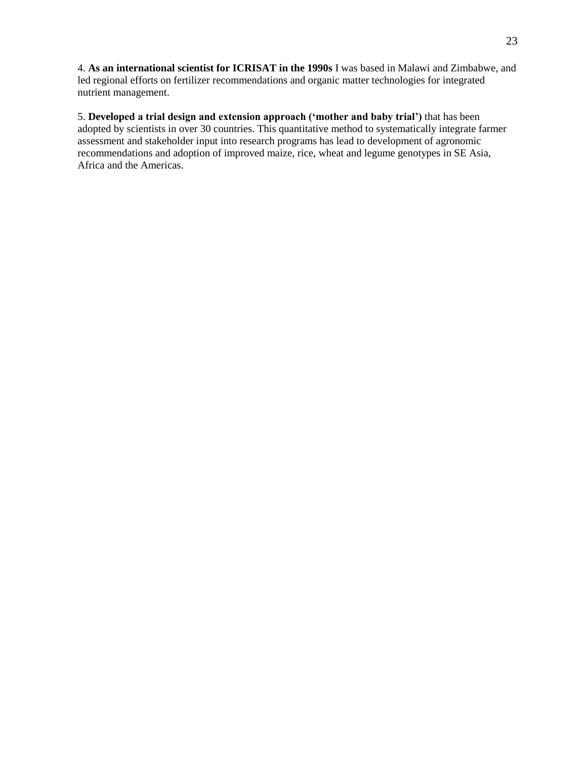4. **As an international scientist for ICRISAT in the 1990s** I was based in Malawi and Zimbabwe, and led regional efforts on fertilizer recommendations and organic matter technologies for integrated nutrient management.

5. **Developed a trial design and extension approach ('mother and baby trial')** that has been adopted by scientists in over 30 countries. This quantitative method to systematically integrate farmer assessment and stakeholder input into research programs has lead to development of agronomic recommendations and adoption of improved maize, rice, wheat and legume genotypes in SE Asia, Africa and the Americas.